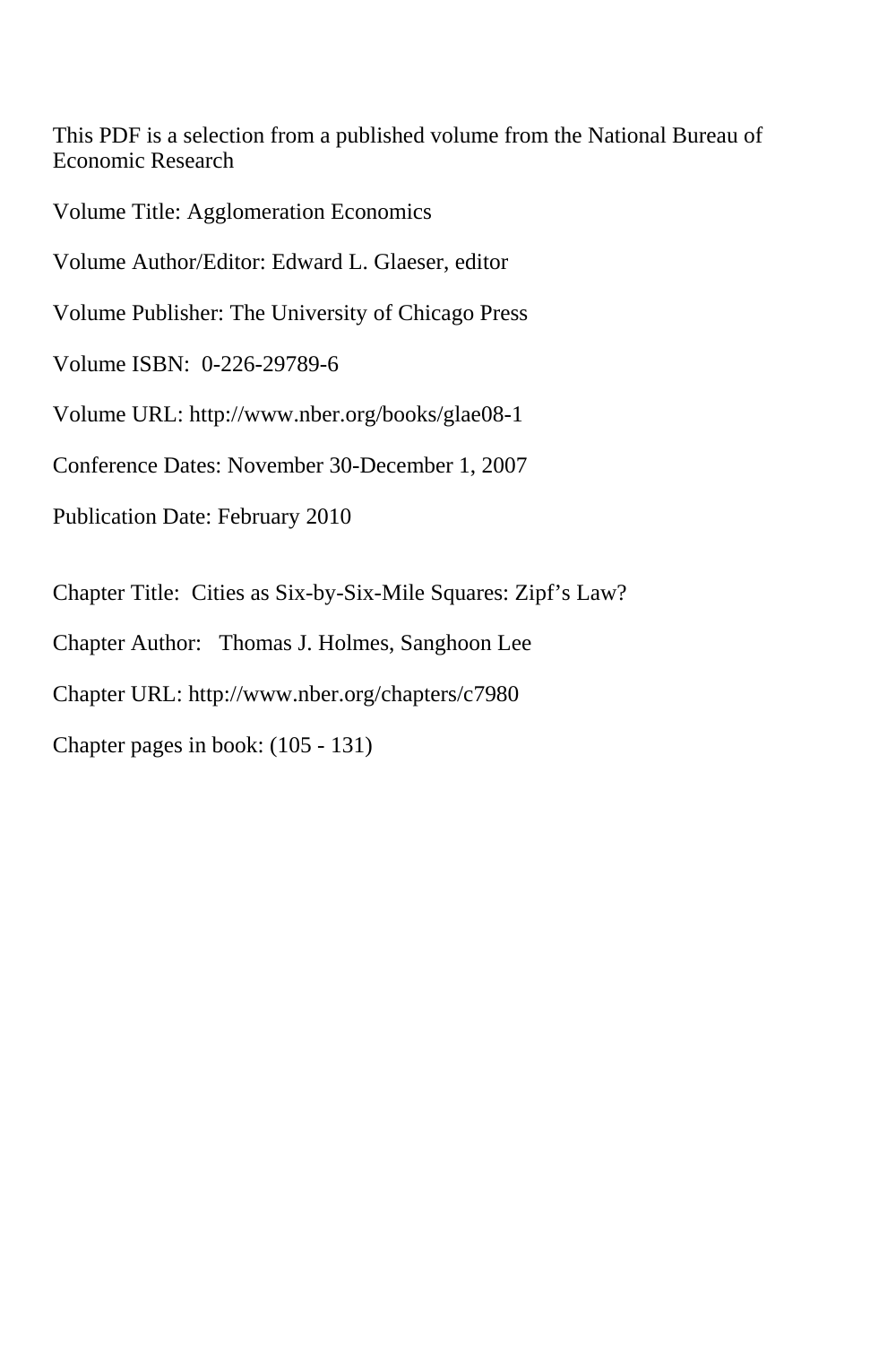This PDF is a selection from a published volume from the National Bureau of Economic Research

Volume Title: Agglomeration Economics

Volume Author/Editor: Edward L. Glaeser, editor

Volume Publisher: The University of Chicago Press

Volume ISBN: 0-226-29789-6

Volume URL: http://www.nber.org/books/glae08-1

Conference Dates: November 30-December 1, 2007

Publication Date: February 2010

Chapter Title: Cities as Six-by-Six-Mile Squares: Zipf's Law?

Chapter Author: Thomas J. Holmes, Sanghoon Lee

Chapter URL: http://www.nber.org/chapters/c7980

Chapter pages in book: (105 - 131)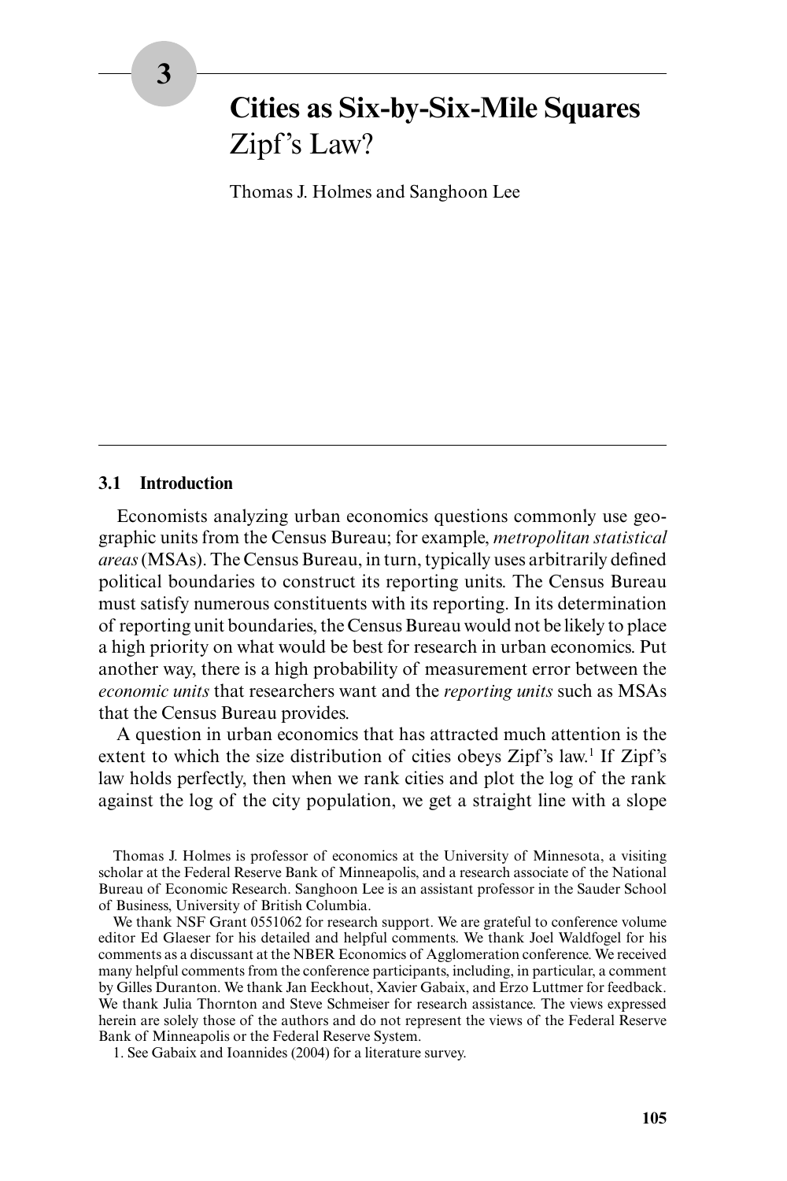# 3 Cities as Six-by-Six-Mile Squares
## Zipf's Law?

Thomas J. Holmes and Sanghoon Lee

### 3.1 Introduction

Economists analyzing urban economics questions commonly use geographic units from the Census Bureau; for example, *metropolitan statistical areas* (MSAs). The Census Bureau, in turn, typically uses arbitrarily defined political boundaries to construct its reporting units. The Census Bureau must satisfy numerous constituents with its reporting. In its determination of reporting unit boundaries, the Census Bureau would not be likely to place a high priority on what would be best for research in urban economics. Put another way, there is a high probability of measurement error between the *economic units* that researchers want and the *reporting units* such as MSAs that the Census Bureau provides.

A question in urban economics that has attracted much attention is the extent to which the size distribution of cities obeys Zipf's law.[1] If Zipf's law holds perfectly, then when we rank cities and plot the log of the rank against the log of the city population, we get a straight line with a slope

Thomas J. Holmes is professor of economics at the University of Minnesota, a visiting scholar at the Federal Reserve Bank of Minneapolis, and a research associate of the National Bureau of Economic Research. Sanghoon Lee is an assistant professor in the Sauder School of Business, University of British Columbia.

We thank NSF Grant 0551062 for research support. We are grateful to conference volume editor Ed Glaeser for his detailed and helpful comments. We thank Joel Waldfogel for his comments as a discussant at the NBER Economics of Agglomeration conference. We received many helpful comments from the conference participants, including, in particular, a comment by Gilles Duranton. We thank Jan Eeckhout, Xavier Gabaix, and Erzo Luttmer for feedback. We thank Julia Thornton and Steve Schmeiser for research assistance. The views expressed herein are solely those of the authors and do not represent the views of the Federal Reserve Bank of Minneapolis or the Federal Reserve System.

1. See Gabaix and Ioannides (2004) for a literature survey.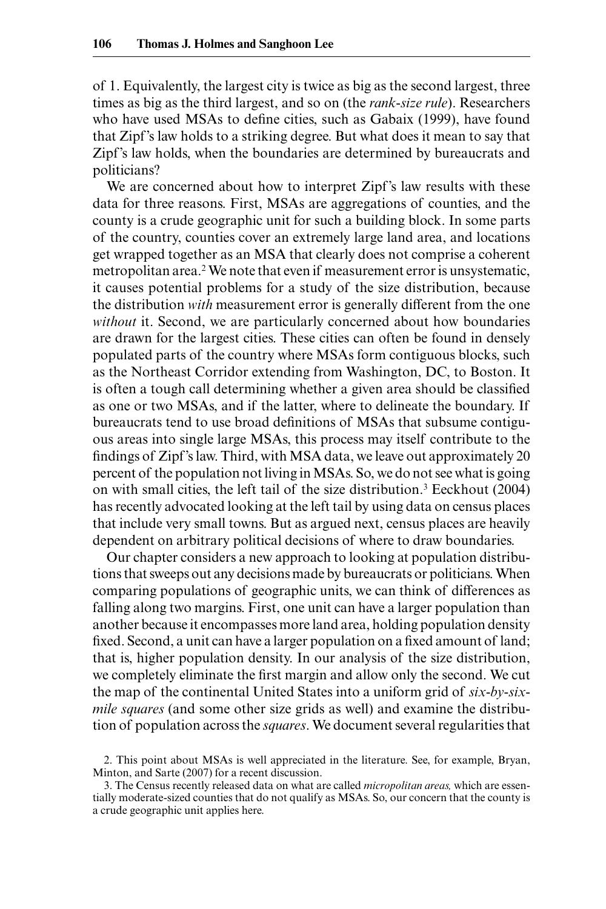of 1. Equivalently, the largest city is twice as big as the second largest, three times as big as the third largest, and so on (the *rank-size rule*). Researchers who have used MSAs to define cities, such as Gabaix (1999), have found that Zipf's law holds to a striking degree. But what does it mean to say that Zipf's law holds, when the boundaries are determined by bureaucrats and politicians?

We are concerned about how to interpret Zipf's law results with these data for three reasons. First, MSAs are aggregations of counties, and the county is a crude geographic unit for such a building block. In some parts of the country, counties cover an extremely large land area, and locations get wrapped together as an MSA that clearly does not comprise a coherent metropolitan area.[2] We note that even if measurement error is unsystematic, it causes potential problems for a study of the size distribution, because the distribution *with* measurement error is generally different from the one *without* it. Second, we are particularly concerned about how boundaries are drawn for the largest cities. These cities can often be found in densely populated parts of the country where MSAs form contiguous blocks, such as the Northeast Corridor extending from Washington, DC, to Boston. It is often a tough call determining whether a given area should be classified as one or two MSAs, and if the latter, where to delineate the boundary. If bureaucrats tend to use broad definitions of MSAs that subsume contiguous areas into single large MSAs, this process may itself contribute to the findings of Zipf's law. Third, with MSA data, we leave out approximately 20 percent of the population not living in MSAs. So, we do not see what is going on with small cities, the left tail of the size distribution.[3] Eeckhout (2004) has recently advocated looking at the left tail by using data on census places that include very small towns. But as argued next, census places are heavily dependent on arbitrary political decisions of where to draw boundaries.

Our chapter considers a new approach to looking at population distributions that sweeps out any decisions made by bureaucrats or politicians. When comparing populations of geographic units, we can think of differences as falling along two margins. First, one unit can have a larger population than another because it encompasses more land area, holding population density fixed. Second, a unit can have a larger population on a fixed amount of land; that is, higher population density. In our analysis of the size distribution, we completely eliminate the first margin and allow only the second. We cut the map of the continental United States into a uniform grid of *six-by-six-mile squares* (and some other size grids as well) and examine the distribution of population across the *squares*. We document several regularities that

2. This point about MSAs is well appreciated in the literature. See, for example, Bryan, Minton, and Sarte (2007) for a recent discussion.

3. The Census recently released data on what are called *micropolitan areas,* which are essentially moderate-sized counties that do not qualify as MSAs. So, our concern that the county is a crude geographic unit applies here.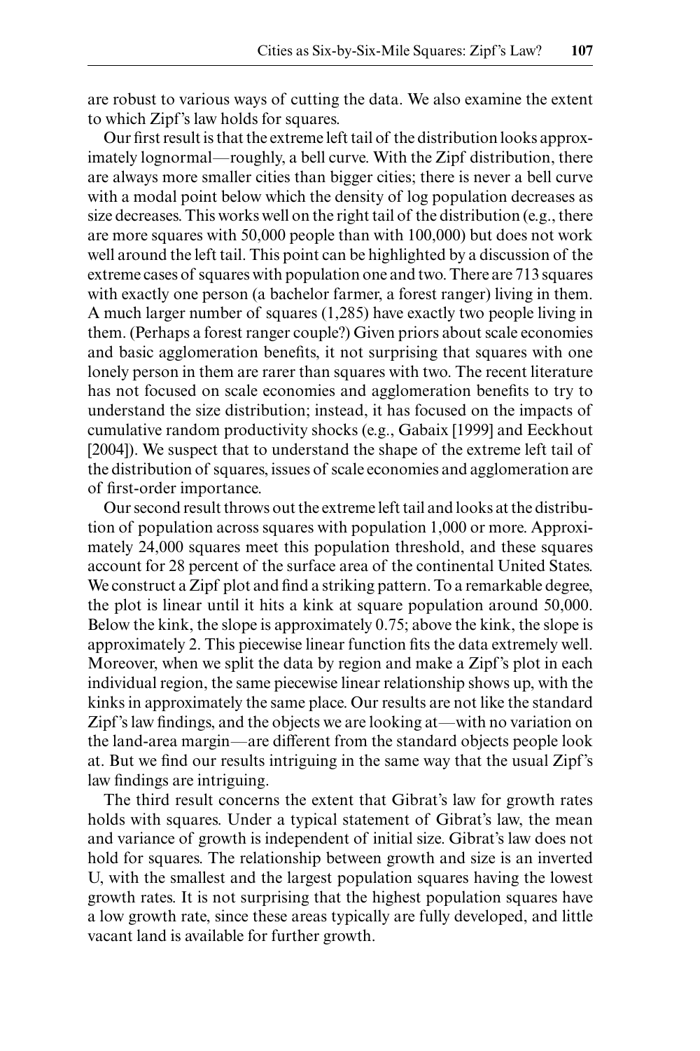are robust to various ways of cutting the data. We also examine the extent to which Zipf's law holds for squares.

Our first result is that the extreme left tail of the distribution looks approximately lognormal—roughly, a bell curve. With the Zipf distribution, there are always more smaller cities than bigger cities; there is never a bell curve with a modal point below which the density of log population decreases as size decreases. This works well on the right tail of the distribution (e.g., there are more squares with 50,000 people than with 100,000) but does not work well around the left tail. This point can be highlighted by a discussion of the extreme cases of squares with population one and two. There are 713 squares with exactly one person (a bachelor farmer, a forest ranger) living in them. A much larger number of squares (1,285) have exactly two people living in them. (Perhaps a forest ranger couple?) Given priors about scale economies and basic agglomeration benefits, it not surprising that squares with one lonely person in them are rarer than squares with two. The recent literature has not focused on scale economies and agglomeration benefits to try to understand the size distribution; instead, it has focused on the impacts of cumulative random productivity shocks (e.g., Gabaix [1999] and Eeckhout [2004]). We suspect that to understand the shape of the extreme left tail of the distribution of squares, issues of scale economies and agglomeration are of first-order importance.

Our second result throws out the extreme left tail and looks at the distribution of population across squares with population 1,000 or more. Approximately 24,000 squares meet this population threshold, and these squares account for 28 percent of the surface area of the continental United States. We construct a Zipf plot and find a striking pattern. To a remarkable degree, the plot is linear until it hits a kink at square population around 50,000. Below the kink, the slope is approximately 0.75; above the kink, the slope is approximately 2. This piecewise linear function fits the data extremely well. Moreover, when we split the data by region and make a Zipf's plot in each individual region, the same piecewise linear relationship shows up, with the kinks in approximately the same place. Our results are not like the standard Zipf's law findings, and the objects we are looking at—with no variation on the land-area margin—are different from the standard objects people look at. But we find our results intriguing in the same way that the usual Zipf's law findings are intriguing.

The third result concerns the extent that Gibrat's law for growth rates holds with squares. Under a typical statement of Gibrat's law, the mean and variance of growth is independent of initial size. Gibrat's law does not hold for squares. The relationship between growth and size is an inverted U, with the smallest and the largest population squares having the lowest growth rates. It is not surprising that the highest population squares have a low growth rate, since these areas typically are fully developed, and little vacant land is available for further growth.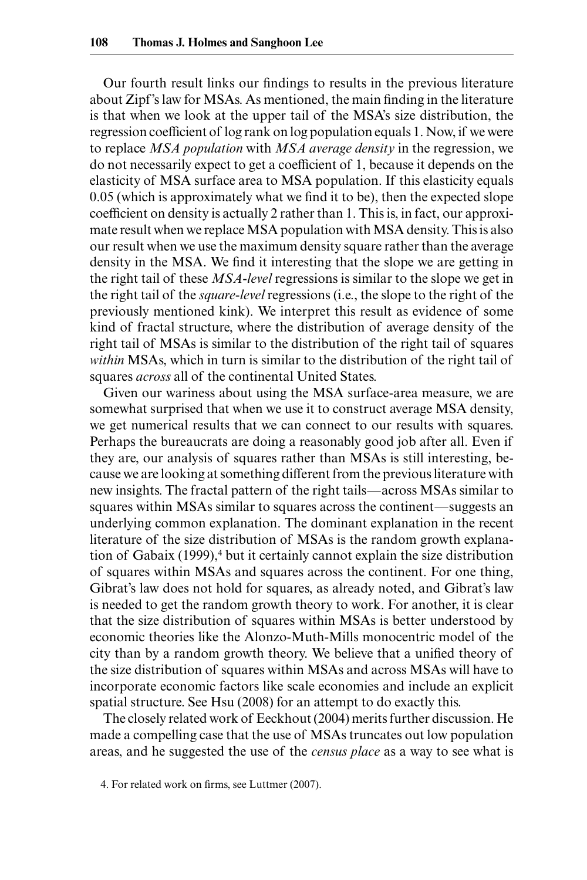Our fourth result links our findings to results in the previous literature about Zipf's law for MSAs. As mentioned, the main finding in the literature is that when we look at the upper tail of the MSA's size distribution, the regression coefficient of log rank on log population equals 1. Now, if we were to replace *MSA population* with *MSA average density* in the regression, we do not necessarily expect to get a coefficient of 1, because it depends on the elasticity of MSA surface area to MSA population. If this elasticity equals 0.05 (which is approximately what we find it to be), then the expected slope coefficient on density is actually 2 rather than 1. This is, in fact, our approximate result when we replace MSA population with MSA density. This is also our result when we use the maximum density square rather than the average density in the MSA. We find it interesting that the slope we are getting in the right tail of these *MSA-level* regressions is similar to the slope we get in the right tail of the *square-level* regressions (i.e., the slope to the right of the previously mentioned kink). We interpret this result as evidence of some kind of fractal structure, where the distribution of average density of the right tail of MSAs is similar to the distribution of the right tail of squares *within* MSAs, which in turn is similar to the distribution of the right tail of squares *across* all of the continental United States.

Given our wariness about using the MSA surface-area measure, we are somewhat surprised that when we use it to construct average MSA density, we get numerical results that we can connect to our results with squares. Perhaps the bureaucrats are doing a reasonably good job after all. Even if they are, our analysis of squares rather than MSAs is still interesting, because we are looking at something different from the previous literature with new insights. The fractal pattern of the right tails—across MSAs similar to squares within MSAs similar to squares across the continent—suggests an underlying common explanation. The dominant explanation in the recent literature of the size distribution of MSAs is the random growth explanation of Gabaix (1999),[4] but it certainly cannot explain the size distribution of squares within MSAs and squares across the continent. For one thing, Gibrat's law does not hold for squares, as already noted, and Gibrat's law is needed to get the random growth theory to work. For another, it is clear that the size distribution of squares within MSAs is better understood by economic theories like the Alonzo-Muth-Mills monocentric model of the city than by a random growth theory. We believe that a unified theory of the size distribution of squares within MSAs and across MSAs will have to incorporate economic factors like scale economies and include an explicit spatial structure. See Hsu (2008) for an attempt to do exactly this.

The closely related work of Eeckhout (2004) merits further discussion. He made a compelling case that the use of MSAs truncates out low population areas, and he suggested the use of the *census place* as a way to see what is

4. For related work on firms, see Luttmer (2007).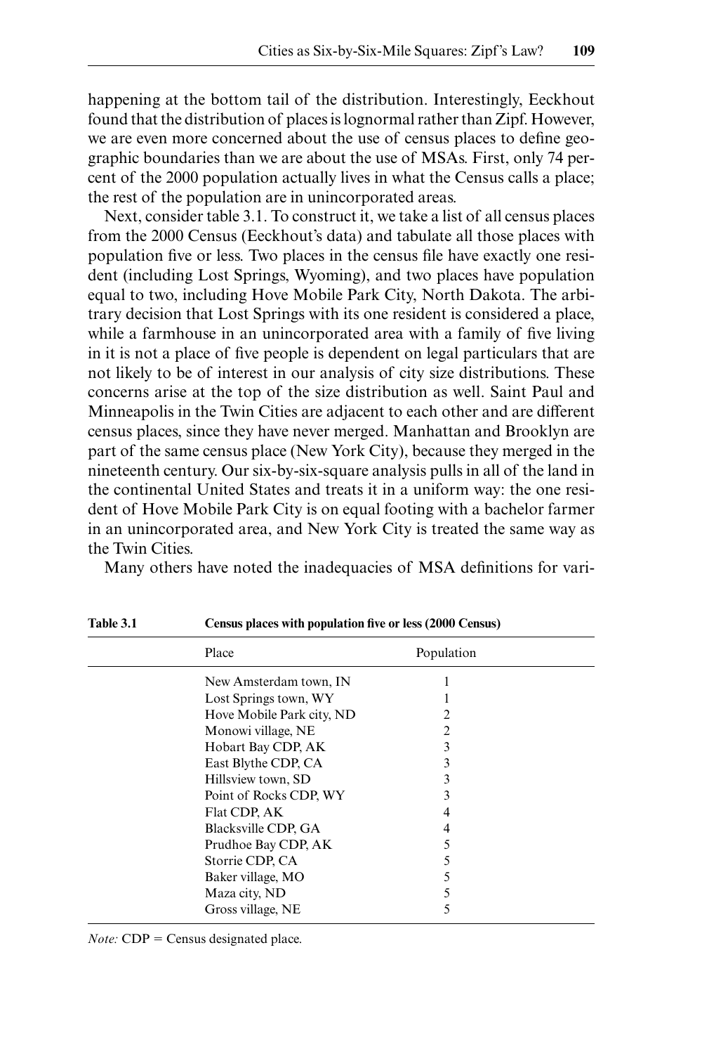happening at the bottom tail of the distribution. Interestingly, Eeckhout found that the distribution of places is lognormal rather than Zipf. However, we are even more concerned about the use of census places to define geographic boundaries than we are about the use of MSAs. First, only 74 percent of the 2000 population actually lives in what the Census calls a place; the rest of the population are in unincorporated areas.

Next, consider table 3.1. To construct it, we take a list of all census places from the 2000 Census (Eeckhout's data) and tabulate all those places with population five or less. Two places in the census file have exactly one resident (including Lost Springs, Wyoming), and two places have population equal to two, including Hove Mobile Park City, North Dakota. The arbitrary decision that Lost Springs with its one resident is considered a place, while a farmhouse in an unincorporated area with a family of five living in it is not a place of five people is dependent on legal particulars that are not likely to be of interest in our analysis of city size distributions. These concerns arise at the top of the size distribution as well. Saint Paul and Minneapolis in the Twin Cities are adjacent to each other and are different census places, since they have never merged. Manhattan and Brooklyn are part of the same census place (New York City), because they merged in the nineteenth century. Our six-by-six-square analysis pulls in all of the land in the continental United States and treats it in a uniform way: the one resident of Hove Mobile Park City is on equal footing with a bachelor farmer in an unincorporated area, and New York City is treated the same way as the Twin Cities.

Many others have noted the inadequacies of MSA definitions for vari-

**Table 3.1 Census places with population five or less (2000 Census)**

| Place | Population |
|---|---|
| New Amsterdam town, IN | 1 |
| Lost Springs town, WY | 1 |
| Hove Mobile Park city, ND | 2 |
| Monowi village, NE | 2 |
| Hobart Bay CDP, AK | 3 |
| East Blythe CDP, CA | 3 |
| Hillsview town, SD | 3 |
| Point of Rocks CDP, WY | 3 |
| Flat CDP, AK | 4 |
| Blacksville CDP, GA | 4 |
| Prudhoe Bay CDP, AK | 5 |
| Storrie CDP, CA | 5 |
| Baker village, MO | 5 |
| Maza city, ND | 5 |
| Gross village, NE | 5 |

*Note:* CDP = Census designated place.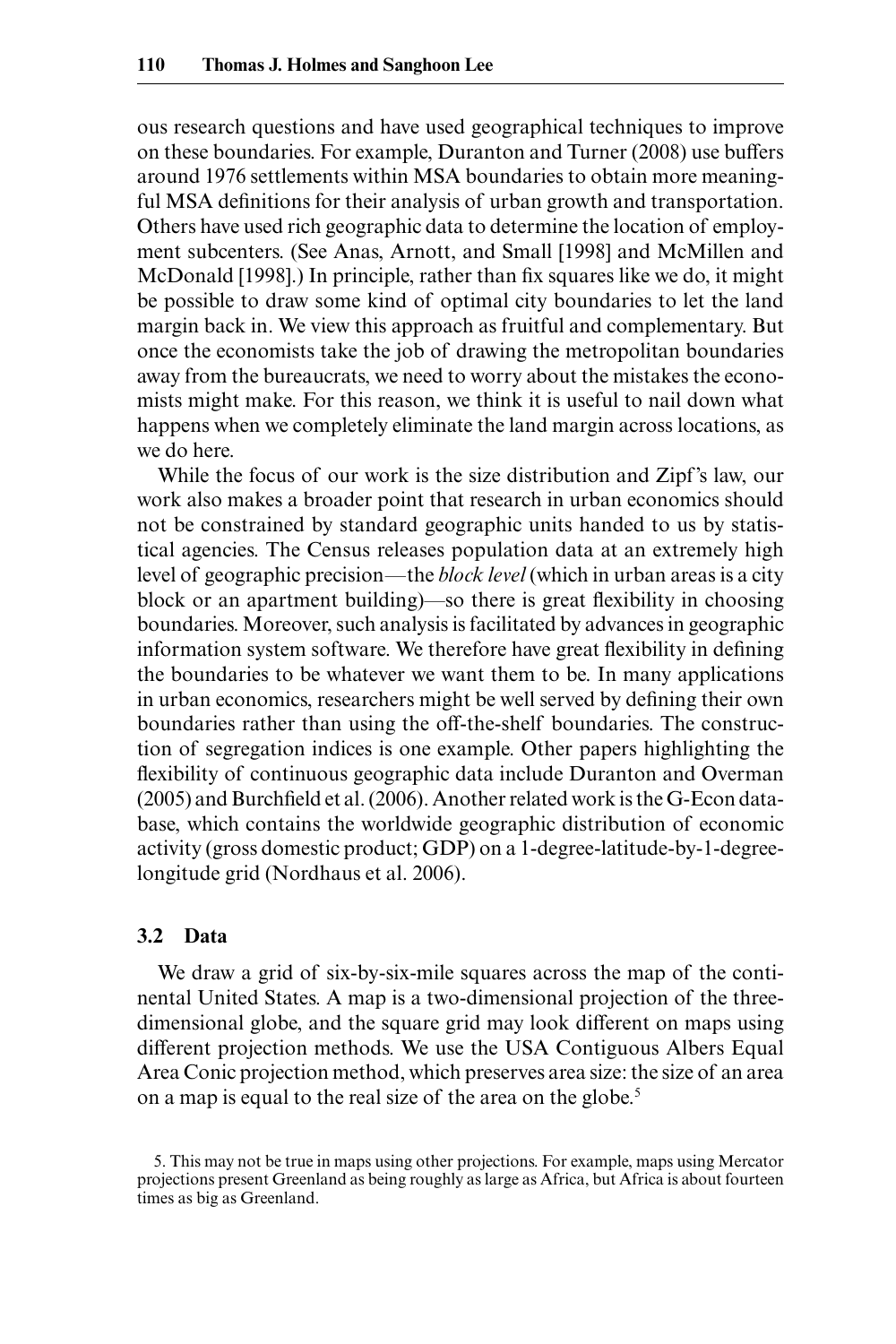ous research questions and have used geographical techniques to improve on these boundaries. For example, Duranton and Turner (2008) use buffers around 1976 settlements within MSA boundaries to obtain more meaningful MSA definitions for their analysis of urban growth and transportation. Others have used rich geographic data to determine the location of employment subcenters. (See Anas, Arnott, and Small [1998] and McMillen and McDonald [1998].) In principle, rather than fix squares like we do, it might be possible to draw some kind of optimal city boundaries to let the land margin back in. We view this approach as fruitful and complementary. But once the economists take the job of drawing the metropolitan boundaries away from the bureaucrats, we need to worry about the mistakes the economists might make. For this reason, we think it is useful to nail down what happens when we completely eliminate the land margin across locations, as we do here.

While the focus of our work is the size distribution and Zipf's law, our work also makes a broader point that research in urban economics should not be constrained by standard geographic units handed to us by statistical agencies. The Census releases population data at an extremely high level of geographic precision—the *block level* (which in urban areas is a city block or an apartment building)—so there is great flexibility in choosing boundaries. Moreover, such analysis is facilitated by advances in geographic information system software. We therefore have great flexibility in defining the boundaries to be whatever we want them to be. In many applications in urban economics, researchers might be well served by defining their own boundaries rather than using the off-the-shelf boundaries. The construction of segregation indices is one example. Other papers highlighting the flexibility of continuous geographic data include Duranton and Overman (2005) and Burchfield et al. (2006). Another related work is the G-Econ database, which contains the worldwide geographic distribution of economic activity (gross domestic product; GDP) on a 1-degree-latitude-by-1-degree-longitude grid (Nordhaus et al. 2006).

### 3.2 Data

We draw a grid of six-by-six-mile squares across the map of the continental United States. A map is a two-dimensional projection of the three-dimensional globe, and the square grid may look different on maps using different projection methods. We use the USA Contiguous Albers Equal Area Conic projection method, which preserves area size: the size of an area on a map is equal to the real size of the area on the globe.[5]

5. This may not be true in maps using other projections. For example, maps using Mercator projections present Greenland as being roughly as large as Africa, but Africa is about fourteen times as big as Greenland.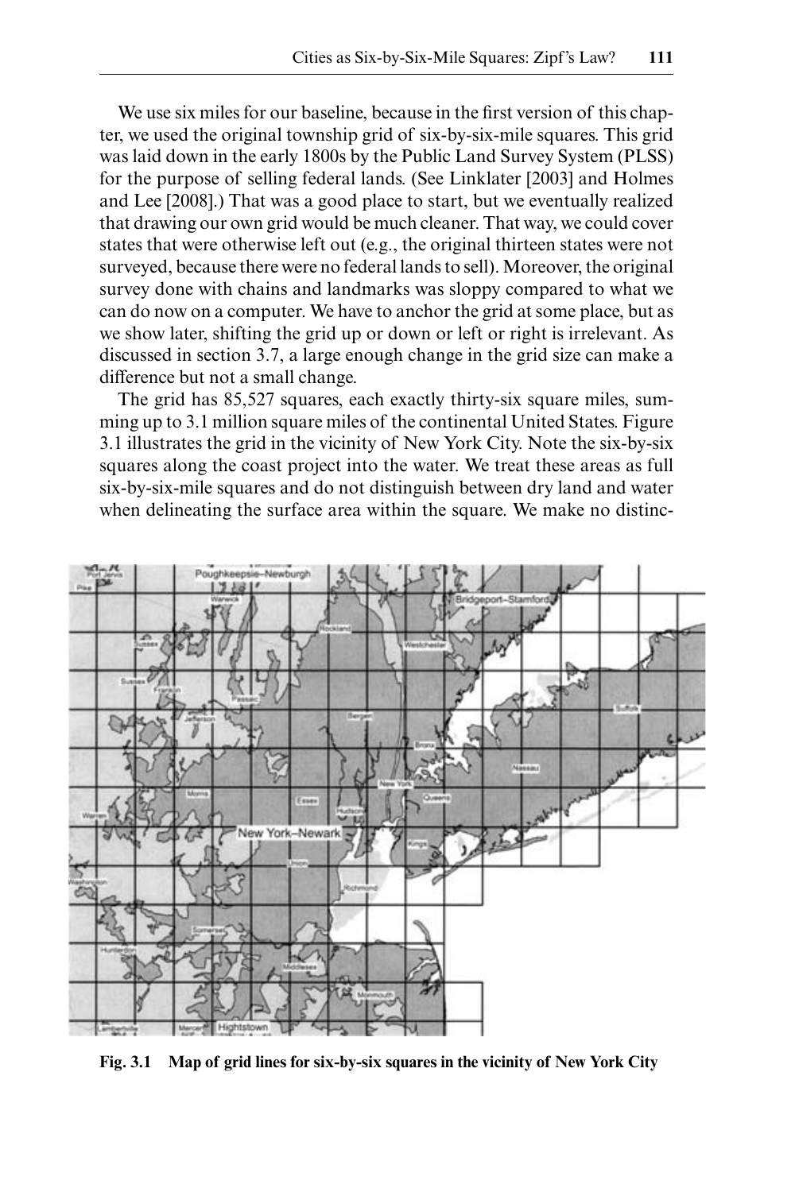We use six miles for our baseline, because in the first version of this chapter, we used the original township grid of six-by-six-mile squares. This grid was laid down in the early 1800s by the Public Land Survey System (PLSS) for the purpose of selling federal lands. (See Linklater [2003] and Holmes and Lee [2008].) That was a good place to start, but we eventually realized that drawing our own grid would be much cleaner. That way, we could cover states that were otherwise left out (e.g., the original thirteen states were not surveyed, because there were no federal lands to sell). Moreover, the original survey done with chains and landmarks was sloppy compared to what we can do now on a computer. We have to anchor the grid at some place, but as we show later, shifting the grid up or down or left or right is irrelevant. As discussed in section 3.7, a large enough change in the grid size can make a difference but not a small change.

The grid has 85,527 squares, each exactly thirty-six square miles, summing up to 3.1 million square miles of the continental United States. Figure 3.1 illustrates the grid in the vicinity of New York City. Note the six-by-six squares along the coast project into the water. We treat these areas as full six-by-six-mile squares and do not distinguish between dry land and water when delineating the surface area within the square. We make no distinc-

**Fig. 3.1 Map of grid lines for six-by-six squares in the vicinity of New York City**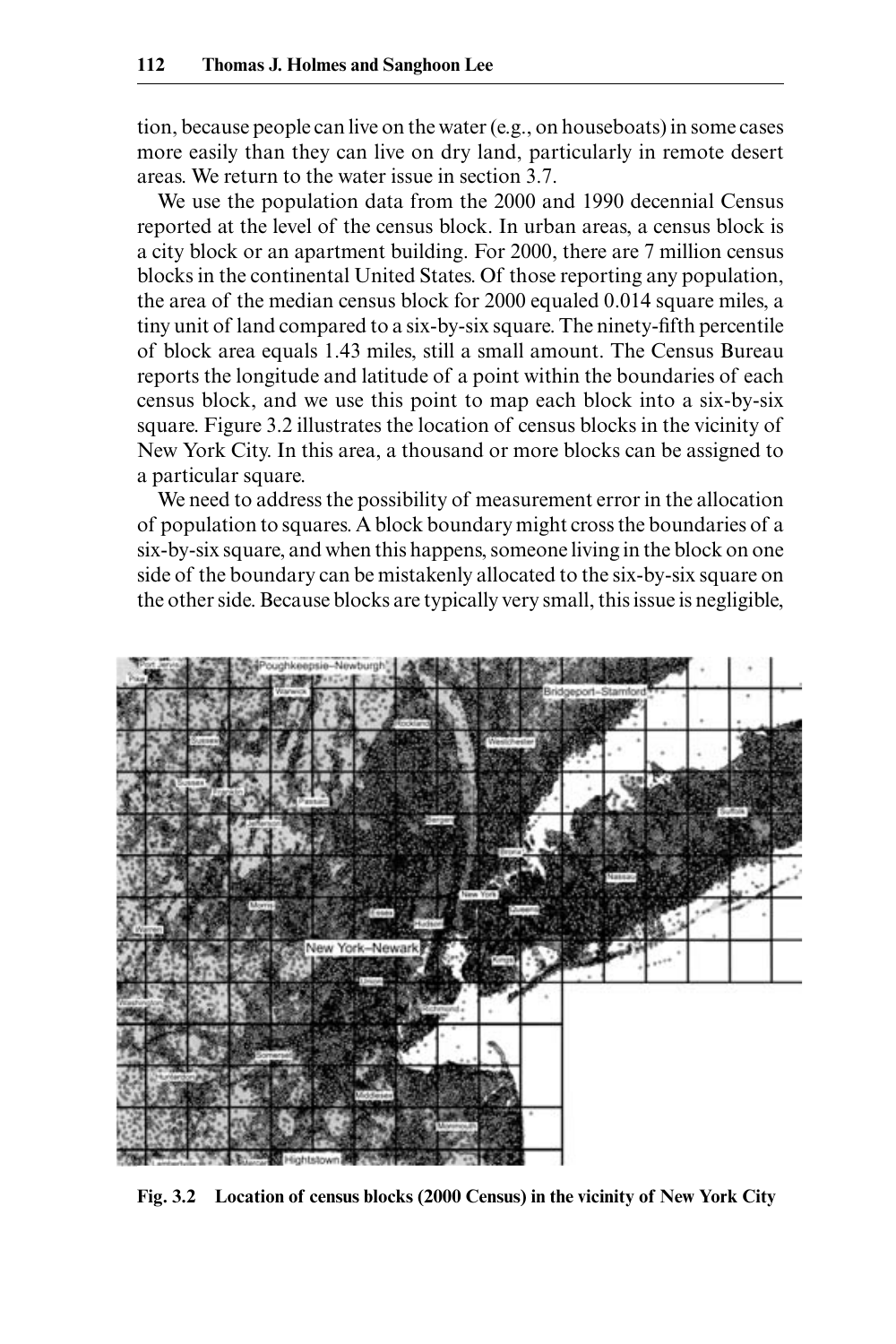tion, because people can live on the water (e.g., on houseboats) in some cases more easily than they can live on dry land, particularly in remote desert areas. We return to the water issue in section 3.7.

We use the population data from the 2000 and 1990 decennial Census reported at the level of the census block. In urban areas, a census block is a city block or an apartment building. For 2000, there are 7 million census blocks in the continental United States. Of those reporting any population, the area of the median census block for 2000 equaled 0.014 square miles, a tiny unit of land compared to a six-by-six square. The ninety-fifth percentile of block area equals 1.43 miles, still a small amount. The Census Bureau reports the longitude and latitude of a point within the boundaries of each census block, and we use this point to map each block into a six-by-six square. Figure 3.2 illustrates the location of census blocks in the vicinity of New York City. In this area, a thousand or more blocks can be assigned to a particular square.

We need to address the possibility of measurement error in the allocation of population to squares. A block boundary might cross the boundaries of a six-by-six square, and when this happens, someone living in the block on one side of the boundary can be mistakenly allocated to the six-by-six square on the other side. Because blocks are typically very small, this issue is negligible,

**Fig. 3.2 Location of census blocks (2000 Census) in the vicinity of New York City**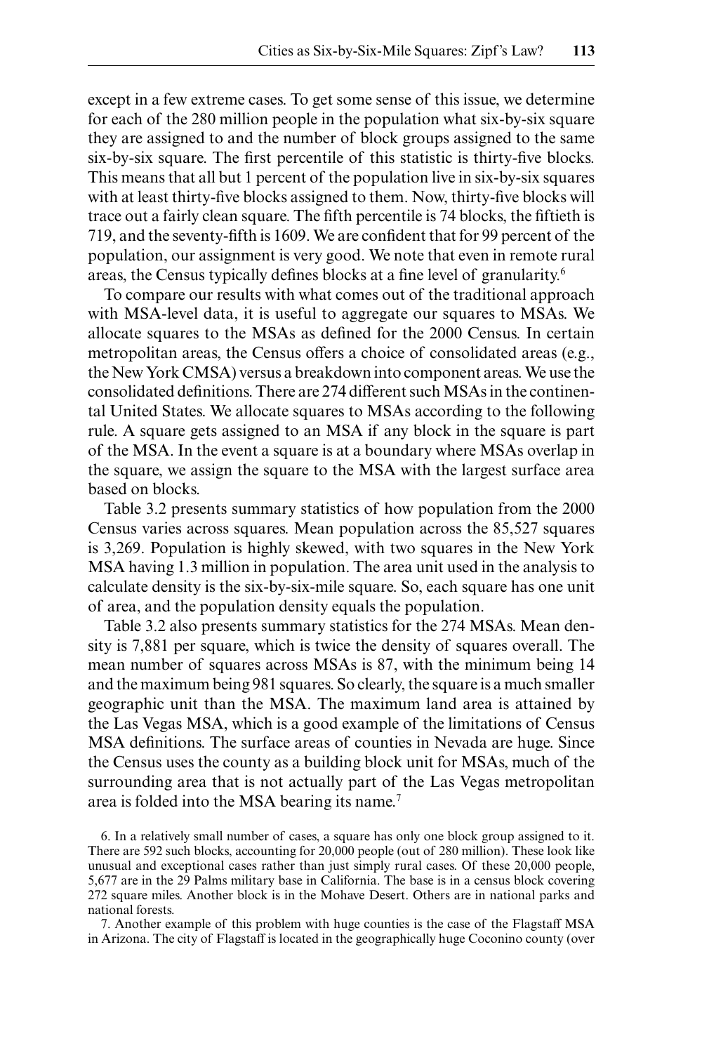except in a few extreme cases. To get some sense of this issue, we determine for each of the 280 million people in the population what six-by-six square they are assigned to and the number of block groups assigned to the same six-by-six square. The first percentile of this statistic is thirty-five blocks. This means that all but 1 percent of the population live in six-by-six squares with at least thirty-five blocks assigned to them. Now, thirty-five blocks will trace out a fairly clean square. The fifth percentile is 74 blocks, the fiftieth is 719, and the seventy-fifth is 1609. We are confident that for 99 percent of the population, our assignment is very good. We note that even in remote rural areas, the Census typically defines blocks at a fine level of granularity.[6]

To compare our results with what comes out of the traditional approach with MSA-level data, it is useful to aggregate our squares to MSAs. We allocate squares to the MSAs as defined for the 2000 Census. In certain metropolitan areas, the Census offers a choice of consolidated areas (e.g., the New York CMSA) versus a breakdown into component areas. We use the consolidated definitions. There are 274 different such MSAs in the continental United States. We allocate squares to MSAs according to the following rule. A square gets assigned to an MSA if any block in the square is part of the MSA. In the event a square is at a boundary where MSAs overlap in the square, we assign the square to the MSA with the largest surface area based on blocks.

Table 3.2 presents summary statistics of how population from the 2000 Census varies across squares. Mean population across the 85,527 squares is 3,269. Population is highly skewed, with two squares in the New York MSA having 1.3 million in population. The area unit used in the analysis to calculate density is the six-by-six-mile square. So, each square has one unit of area, and the population density equals the population.

Table 3.2 also presents summary statistics for the 274 MSAs. Mean density is 7,881 per square, which is twice the density of squares overall. The mean number of squares across MSAs is 87, with the minimum being 14 and the maximum being 981 squares. So clearly, the square is a much smaller geographic unit than the MSA. The maximum land area is attained by the Las Vegas MSA, which is a good example of the limitations of Census MSA definitions. The surface areas of counties in Nevada are huge. Since the Census uses the county as a building block unit for MSAs, much of the surrounding area that is not actually part of the Las Vegas metropolitan area is folded into the MSA bearing its name.[7]

6. In a relatively small number of cases, a square has only one block group assigned to it. There are 592 such blocks, accounting for 20,000 people (out of 280 million). These look like unusual and exceptional cases rather than just simply rural cases. Of these 20,000 people, 5,677 are in the 29 Palms military base in California. The base is in a census block covering 272 square miles. Another block is in the Mohave Desert. Others are in national parks and national forests.

7. Another example of this problem with huge counties is the case of the Flagstaff MSA in Arizona. The city of Flagstaff is located in the geographically huge Coconino county (over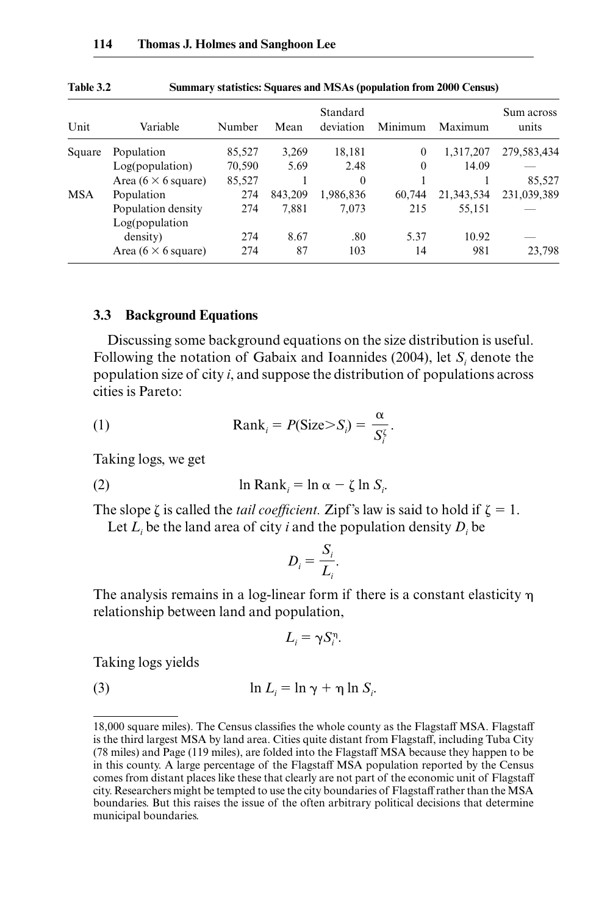**Table 3.2 Summary statistics: Squares and MSAs (population from 2000 Census)**

| Unit | Variable | Number | Mean | Standard deviation | Minimum | Maximum | Sum across units |
|---|---|---|---|---|---|---|---|
| Square | Population | 85,527 | 3,269 | 18,181 | 0 | 1,317,207 | 279,583,434 |
| | Log(population) | 70,590 | 5.69 | 2.48 | 0 | 14.09 | — |
| | Area (6 × 6 square) | 85,527 | 1 | 0 | 1 | 1 | 85,527 |
| MSA | Population | 274 | 843,209 | 1,986,836 | 60,744 | 21,343,534 | 231,039,389 |
| | Population density | 274 | 7,881 | 7,073 | 215 | 55,151 | — |
| | Log(population density) | 274 | 8.67 | .80 | 5.37 | 10.92 | — |
| | Area (6 × 6 square) | 274 | 87 | 103 | 14 | 981 | 23,798 |

## 3.3 Background Equations

Discussing some background equations on the size distribution is useful. Following the notation of Gabaix and Ioannides (2004), let $S_i$ denote the population size of city *i*, and suppose the distribution of populations across cities is Pareto:

$$\text{Rank}_i = P(\text{Size} > S_i) = \frac{\alpha}{S_i^{\zeta}}. \tag{1}$$

Taking logs, we get

$$\ln \text{Rank}_i = \ln \alpha - \zeta \ln S_i. \tag{2}$$

The slope $\zeta$ is called the *tail coefficient.* Zipf's law is said to hold if $\zeta = 1$.

Let $L_i$ be the land area of city *i* and the population density $D_i$ be

$$D_i = \frac{S_i}{L_i}.$$

The analysis remains in a log-linear form if there is a constant elasticity $\eta$ relationship between land and population,

$$L_i = \gamma S_i^{\eta}.$$

Taking logs yields

$$\ln L_i = \ln \gamma + \eta \ln S_i. \tag{3}$$

18,000 square miles). The Census classifies the whole county as the Flagstaff MSA. Flagstaff is the third largest MSA by land area. Cities quite distant from Flagstaff, including Tuba City (78 miles) and Page (119 miles), are folded into the Flagstaff MSA because they happen to be in this county. A large percentage of the Flagstaff MSA population reported by the Census comes from distant places like these that clearly are not part of the economic unit of Flagstaff city. Researchers might be tempted to use the city boundaries of Flagstaff rather than the MSA boundaries. But this raises the issue of the often arbitrary political decisions that determine municipal boundaries.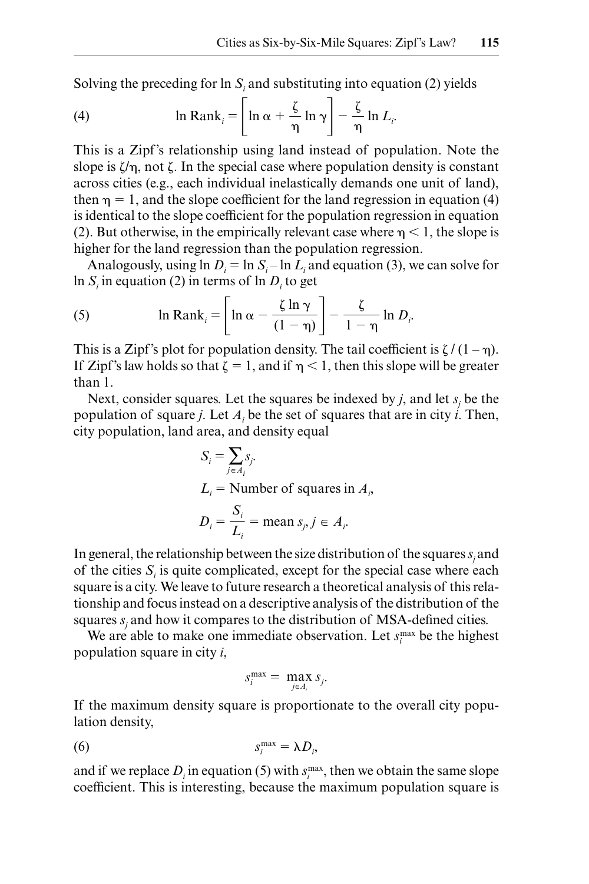Solving the preceding for $\ln S_i$ and substituting into equation (2) yields

$$\text{(4)} \qquad \ln \text{Rank}_i = \left[ \ln \alpha + \frac{\zeta}{\eta} \ln \gamma \right] - \frac{\zeta}{\eta} \ln L_i.$$

This is a Zipf's relationship using land instead of population. Note the slope is $\zeta/\eta$, not $\zeta$. In the special case where population density is constant across cities (e.g., each individual inelastically demands one unit of land), then $\eta = 1$, and the slope coefficient for the land regression in equation (4) is identical to the slope coefficient for the population regression in equation (2). But otherwise, in the empirically relevant case where $\eta < 1$, the slope is higher for the land regression than the population regression.

Analogously, using $\ln D_i = \ln S_i - \ln L_i$ and equation (3), we can solve for $\ln S_i$ in equation (2) in terms of $\ln D_i$ to get

$$\text{(5)} \qquad \ln \text{Rank}_i = \left[ \ln \alpha - \frac{\zeta \ln \gamma}{(1 - \eta)} \right] - \frac{\zeta}{1 - \eta} \ln D_i.$$

This is a Zipf's plot for population density. The tail coefficient is $\zeta / (1 - \eta)$. If Zipf's law holds so that $\zeta = 1$, and if $\eta < 1$, then this slope will be greater than 1.

Next, consider squares. Let the squares be indexed by $j$, and let $s_j$ be the population of square $j$. Let $A_i$ be the set of squares that are in city $i$. Then, city population, land area, and density equal

$$S_i = \sum_{j \in A_i} s_j.$$

$$L_i = \text{Number of squares in } A_i,$$

$$D_i = \frac{S_i}{L_i} = \text{mean } s_j, j \in A_i.$$

In general, the relationship between the size distribution of the squares $s_j$ and of the cities $S_i$ is quite complicated, except for the special case where each square is a city. We leave to future research a theoretical analysis of this relationship and focus instead on a descriptive analysis of the distribution of the squares $s_j$ and how it compares to the distribution of MSA-defined cities.

We are able to make one immediate observation. Let $s_i^{\max}$ be the highest population square in city $i$,

$$s_i^{\max} = \max_{j \in A_i} s_j.$$

If the maximum density square is proportionate to the overall city population density,

$$\text{(6)} \qquad s_i^{\max} = \lambda D_i,$$

and if we replace $D_i$ in equation (5) with $s_i^{\max}$, then we obtain the same slope coefficient. This is interesting, because the maximum population square is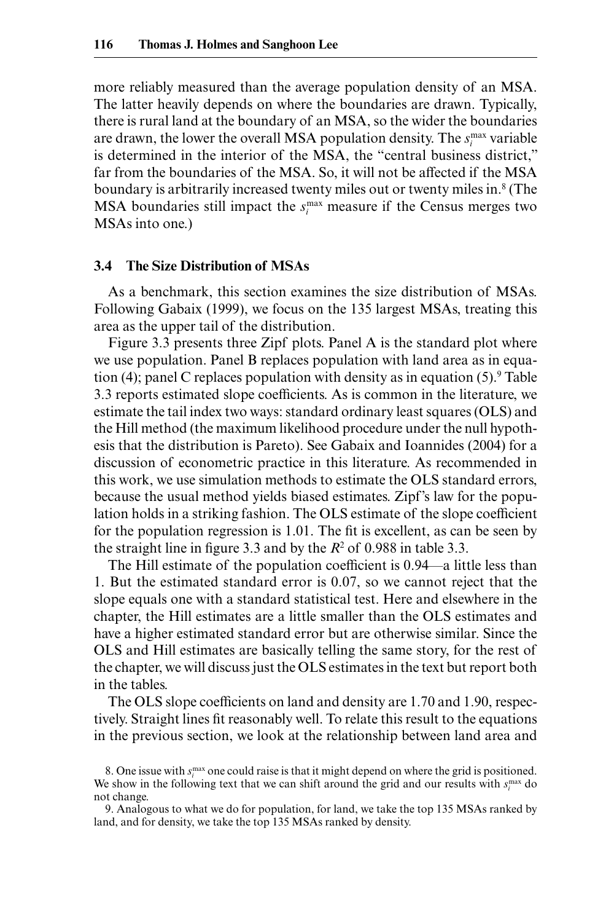more reliably measured than the average population density of an MSA. The latter heavily depends on where the boundaries are drawn. Typically, there is rural land at the boundary of an MSA, so the wider the boundaries are drawn, the lower the overall MSA population density. The $s_i^{max}$ variable is determined in the interior of the MSA, the "central business district," far from the boundaries of the MSA. So, it will not be affected if the MSA boundary is arbitrarily increased twenty miles out or twenty miles in.[8] (The MSA boundaries still impact the $s_i^{max}$ measure if the Census merges two MSAs into one.)

### 3.4 The Size Distribution of MSAs

As a benchmark, this section examines the size distribution of MSAs. Following Gabaix (1999), we focus on the 135 largest MSAs, treating this area as the upper tail of the distribution.

Figure 3.3 presents three Zipf plots. Panel A is the standard plot where we use population. Panel B replaces population with land area as in equation (4); panel C replaces population with density as in equation (5).[9] Table 3.3 reports estimated slope coefficients. As is common in the literature, we estimate the tail index two ways: standard ordinary least squares (OLS) and the Hill method (the maximum likelihood procedure under the null hypothesis that the distribution is Pareto). See Gabaix and Ioannides (2004) for a discussion of econometric practice in this literature. As recommended in this work, we use simulation methods to estimate the OLS standard errors, because the usual method yields biased estimates. Zipf's law for the population holds in a striking fashion. The OLS estimate of the slope coefficient for the population regression is 1.01. The fit is excellent, as can be seen by the straight line in figure 3.3 and by the $R^2$ of 0.988 in table 3.3.

The Hill estimate of the population coefficient is 0.94—a little less than 1. But the estimated standard error is 0.07, so we cannot reject that the slope equals one with a standard statistical test. Here and elsewhere in the chapter, the Hill estimates are a little smaller than the OLS estimates and have a higher estimated standard error but are otherwise similar. Since the OLS and Hill estimates are basically telling the same story, for the rest of the chapter, we will discuss just the OLS estimates in the text but report both in the tables.

The OLS slope coefficients on land and density are 1.70 and 1.90, respectively. Straight lines fit reasonably well. To relate this result to the equations in the previous section, we look at the relationship between land area and

8. One issue with $s_i^{max}$ one could raise is that it might depend on where the grid is positioned. We show in the following text that we can shift around the grid and our results with $s_i^{max}$ do not change.

9. Analogous to what we do for population, for land, we take the top 135 MSAs ranked by land, and for density, we take the top 135 MSAs ranked by density.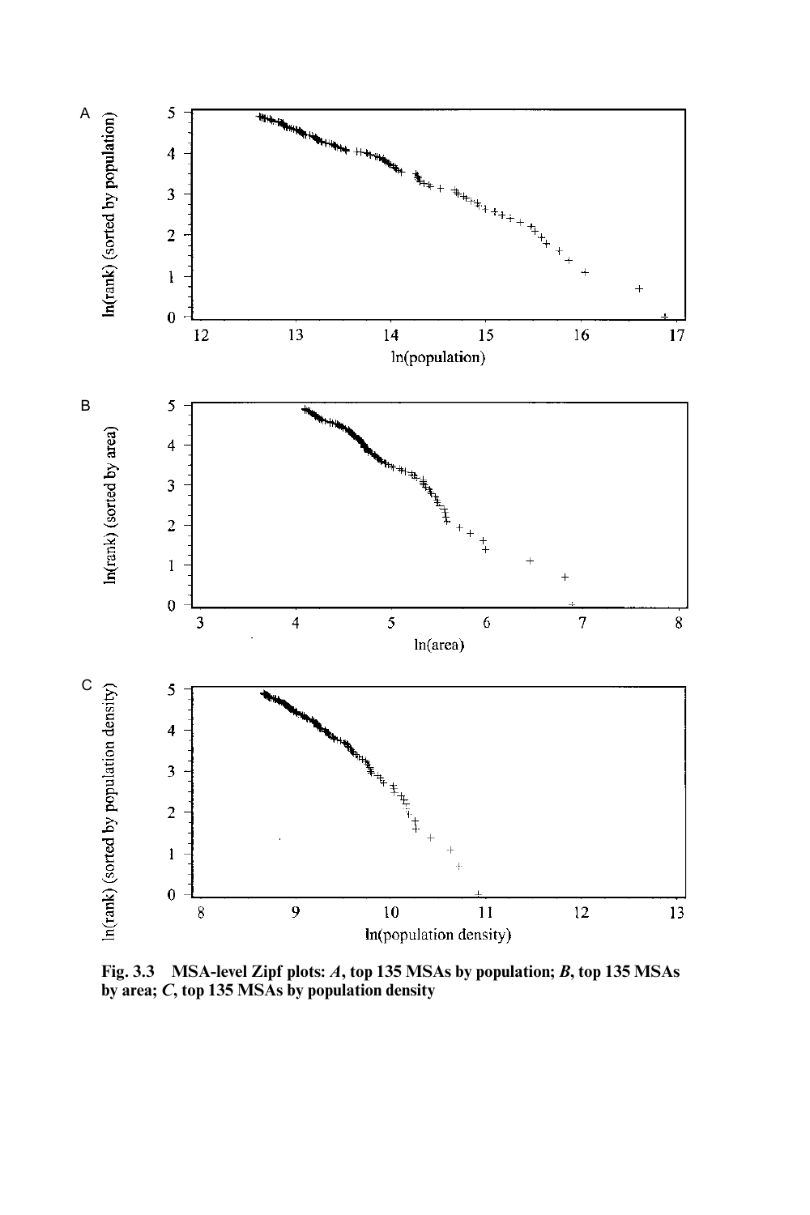**Fig. 3.3 MSA-level Zipf plots: *A*, top 135 MSAs by population; *B*, top 135 MSAs by area; *C*, top 135 MSAs by population density**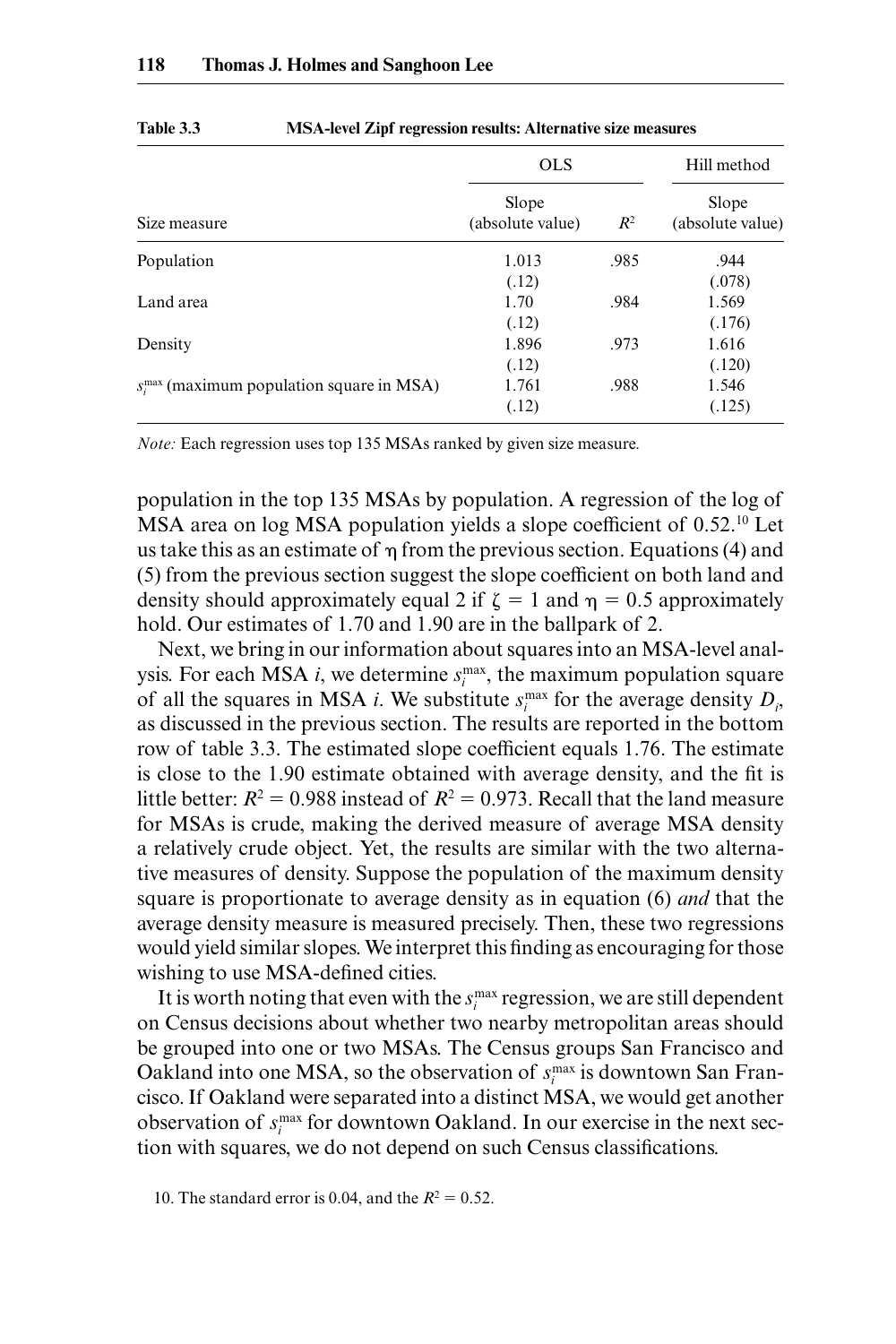Table 3.3 MSA-level Zipf regression results: Alternative size measures

| | OLS | | Hill method |
|---|---|---|---|
| Size measure | Slope (absolute value) | $R^2$ | Slope (absolute value) |
| Population | 1.013 | .985 | .944 |
| | (.12) | | (.078) |
| Land area | 1.70 | .984 | 1.569 |
| | (.12) | | (.176) |
| Density | 1.896 | .973 | 1.616 |
| | (.12) | | (.120) |
| $s_i^{max}$ (maximum population square in MSA) | 1.761 | .988 | 1.546 |
| | (.12) | | (.125) |

*Note:* Each regression uses top 135 MSAs ranked by given size measure.

population in the top 135 MSAs by population. A regression of the log of MSA area on log MSA population yields a slope coefficient of 0.52.[10] Let us take this as an estimate of $\eta$ from the previous section. Equations (4) and (5) from the previous section suggest the slope coefficient on both land and density should approximately equal 2 if $\zeta = 1$ and $\eta = 0.5$ approximately hold. Our estimates of 1.70 and 1.90 are in the ballpark of 2.

Next, we bring in our information about squares into an MSA-level analysis. For each MSA $i$, we determine $s_i^{max}$, the maximum population square of all the squares in MSA $i$. We substitute $s_i^{max}$ for the average density $D_i$, as discussed in the previous section. The results are reported in the bottom row of table 3.3. The estimated slope coefficient equals 1.76. The estimate is close to the 1.90 estimate obtained with average density, and the fit is little better: $R^2 = 0.988$ instead of $R^2 = 0.973$. Recall that the land measure for MSAs is crude, making the derived measure of average MSA density a relatively crude object. Yet, the results are similar with the two alternative measures of density. Suppose the population of the maximum density square is proportionate to average density as in equation (6) *and* that the average density measure is measured precisely. Then, these two regressions would yield similar slopes. We interpret this finding as encouraging for those wishing to use MSA-defined cities.

It is worth noting that even with the $s_i^{max}$ regression, we are still dependent on Census decisions about whether two nearby metropolitan areas should be grouped into one or two MSAs. The Census groups San Francisco and Oakland into one MSA, so the observation of $s_i^{max}$ is downtown San Francisco. If Oakland were separated into a distinct MSA, we would get another observation of $s_i^{max}$ for downtown Oakland. In our exercise in the next section with squares, we do not depend on such Census classifications.

10. The standard error is 0.04, and the $R^2 = 0.52$.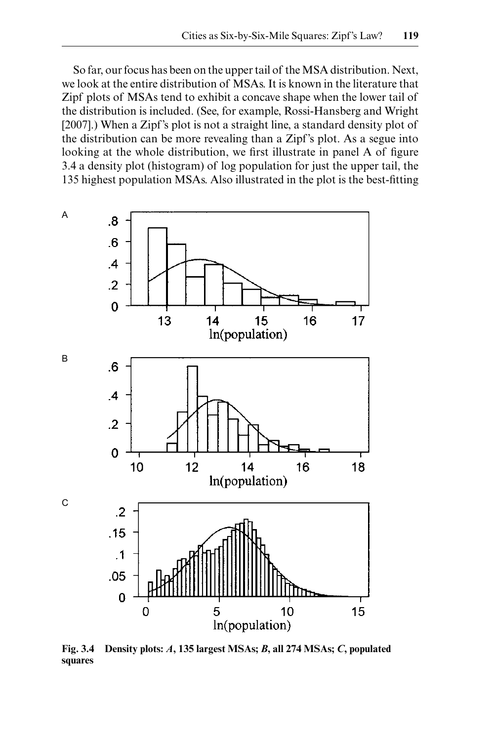So far, our focus has been on the upper tail of the MSA distribution. Next, we look at the entire distribution of MSAs. It is known in the literature that Zipf plots of MSAs tend to exhibit a concave shape when the lower tail of the distribution is included. (See, for example, Rossi-Hansberg and Wright [2007].) When a Zipf's plot is not a straight line, a standard density plot of the distribution can be more revealing than a Zipf's plot. As a segue into looking at the whole distribution, we first illustrate in panel A of figure 3.4 a density plot (histogram) of log population for just the upper tail, the 135 highest population MSAs. Also illustrated in the plot is the best-fitting

**Fig. 3.4 Density plots: *A*, 135 largest MSAs; *B*, all 274 MSAs; *C*, populated squares**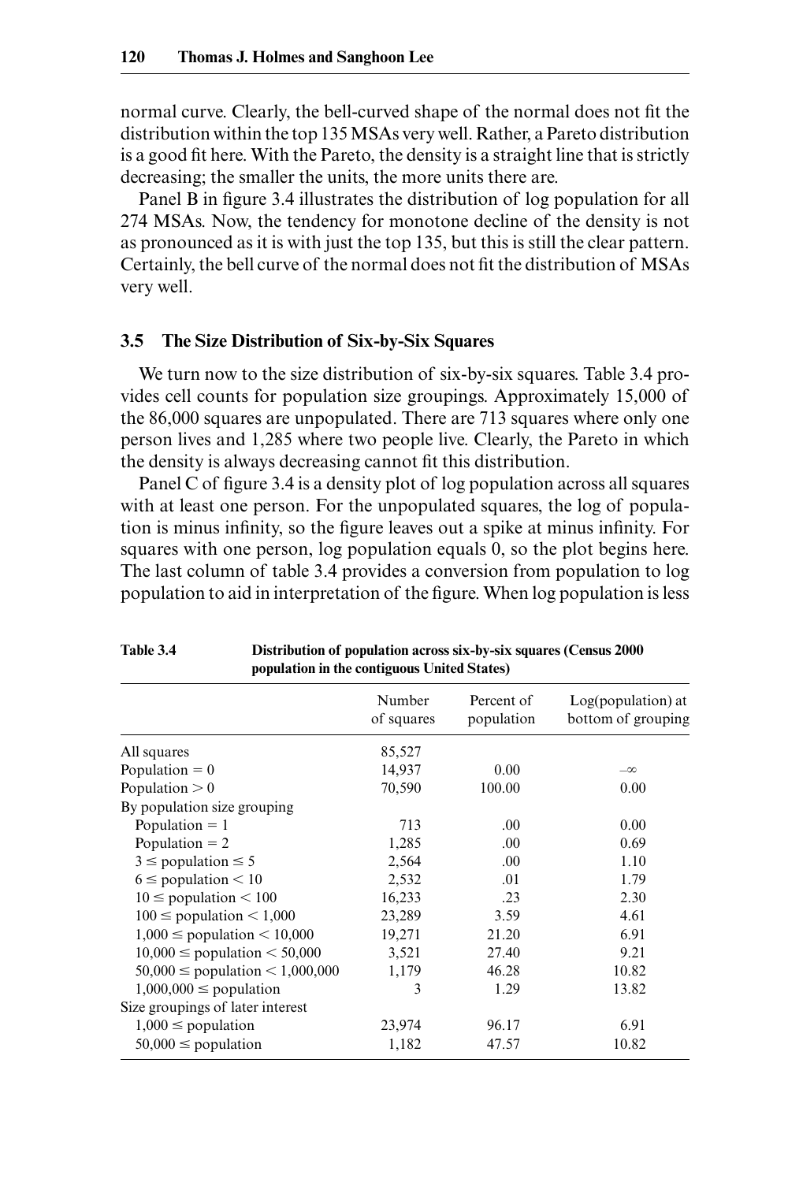normal curve. Clearly, the bell-curved shape of the normal does not fit the distribution within the top 135 MSAs very well. Rather, a Pareto distribution is a good fit here. With the Pareto, the density is a straight line that is strictly decreasing; the smaller the units, the more units there are.

Panel B in figure 3.4 illustrates the distribution of log population for all 274 MSAs. Now, the tendency for monotone decline of the density is not as pronounced as it is with just the top 135, but this is still the clear pattern. Certainly, the bell curve of the normal does not fit the distribution of MSAs very well.

### 3.5 The Size Distribution of Six-by-Six Squares

We turn now to the size distribution of six-by-six squares. Table 3.4 provides cell counts for population size groupings. Approximately 15,000 of the 86,000 squares are unpopulated. There are 713 squares where only one person lives and 1,285 where two people live. Clearly, the Pareto in which the density is always decreasing cannot fit this distribution.

Panel C of figure 3.4 is a density plot of log population across all squares with at least one person. For the unpopulated squares, the log of population is minus infinity, so the figure leaves out a spike at minus infinity. For squares with one person, log population equals 0, so the plot begins here. The last column of table 3.4 provides a conversion from population to log population to aid in interpretation of the figure. When log population is less

**Table 3.4** Distribution of population across six-by-six squares (Census 2000 population in the contiguous United States)

| | Number of squares | Percent of population | Log(population) at bottom of grouping |
|---|---|---|---|
| All squares | 85,527 | | |
| Population = 0 | 14,937 | 0.00 | $-\infty$ |
| Population > 0 | 70,590 | 100.00 | 0.00 |
| By population size grouping | | | |
| Population = 1 | 713 | .00 | 0.00 |
| Population = 2 | 1,285 | .00 | 0.69 |
| 3 ≤ population ≤ 5 | 2,564 | .00 | 1.10 |
| 6 ≤ population < 10 | 2,532 | .01 | 1.79 |
| 10 ≤ population < 100 | 16,233 | .23 | 2.30 |
| 100 ≤ population < 1,000 | 23,289 | 3.59 | 4.61 |
| 1,000 ≤ population < 10,000 | 19,271 | 21.20 | 6.91 |
| 10,000 ≤ population < 50,000 | 3,521 | 27.40 | 9.21 |
| 50,000 ≤ population < 1,000,000 | 1,179 | 46.28 | 10.82 |
| 1,000,000 ≤ population | 3 | 1.29 | 13.82 |
| Size groupings of later interest | | | |
| 1,000 ≤ population | 23,974 | 96.17 | 6.91 |
| 50,000 ≤ population | 1,182 | 47.57 | 10.82 |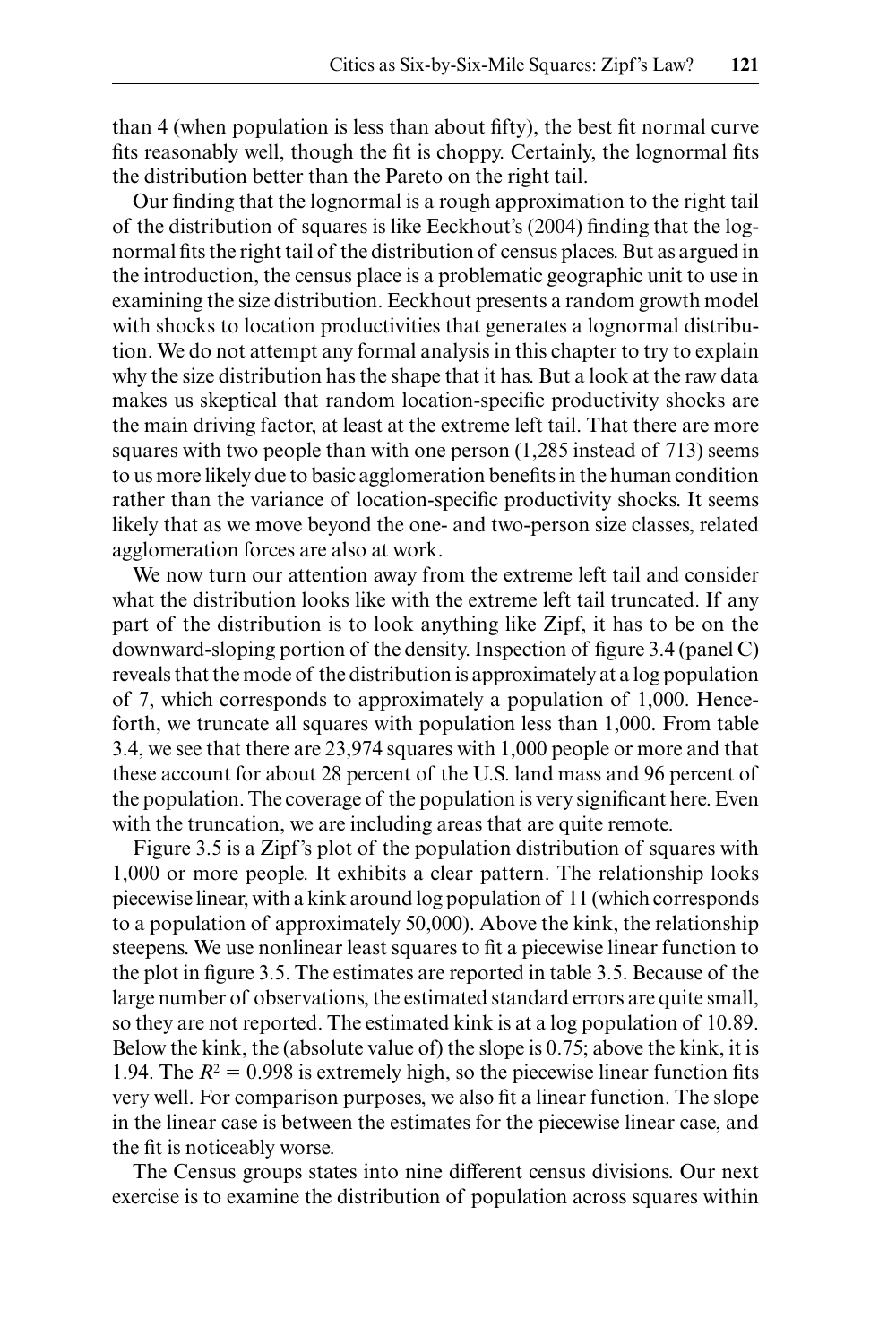than 4 (when population is less than about fifty), the best fit normal curve fits reasonably well, though the fit is choppy. Certainly, the lognormal fits the distribution better than the Pareto on the right tail.

Our finding that the lognormal is a rough approximation to the right tail of the distribution of squares is like Eeckhout's (2004) finding that the lognormal fits the right tail of the distribution of census places. But as argued in the introduction, the census place is a problematic geographic unit to use in examining the size distribution. Eeckhout presents a random growth model with shocks to location productivities that generates a lognormal distribution. We do not attempt any formal analysis in this chapter to try to explain why the size distribution has the shape that it has. But a look at the raw data makes us skeptical that random location-specific productivity shocks are the main driving factor, at least at the extreme left tail. That there are more squares with two people than with one person (1,285 instead of 713) seems to us more likely due to basic agglomeration benefits in the human condition rather than the variance of location-specific productivity shocks. It seems likely that as we move beyond the one- and two-person size classes, related agglomeration forces are also at work.

We now turn our attention away from the extreme left tail and consider what the distribution looks like with the extreme left tail truncated. If any part of the distribution is to look anything like Zipf, it has to be on the downward-sloping portion of the density. Inspection of figure 3.4 (panel C) reveals that the mode of the distribution is approximately at a log population of 7, which corresponds to approximately a population of 1,000. Henceforth, we truncate all squares with population less than 1,000. From table 3.4, we see that there are 23,974 squares with 1,000 people or more and that these account for about 28 percent of the U.S. land mass and 96 percent of the population. The coverage of the population is very significant here. Even with the truncation, we are including areas that are quite remote.

Figure 3.5 is a Zipf's plot of the population distribution of squares with 1,000 or more people. It exhibits a clear pattern. The relationship looks piecewise linear, with a kink around log population of 11 (which corresponds to a population of approximately 50,000). Above the kink, the relationship steepens. We use nonlinear least squares to fit a piecewise linear function to the plot in figure 3.5. The estimates are reported in table 3.5. Because of the large number of observations, the estimated standard errors are quite small, so they are not reported. The estimated kink is at a log population of 10.89. Below the kink, the (absolute value of) the slope is 0.75; above the kink, it is 1.94. The $R^2 = 0.998$ is extremely high, so the piecewise linear function fits very well. For comparison purposes, we also fit a linear function. The slope in the linear case is between the estimates for the piecewise linear case, and the fit is noticeably worse.

The Census groups states into nine different census divisions. Our next exercise is to examine the distribution of population across squares within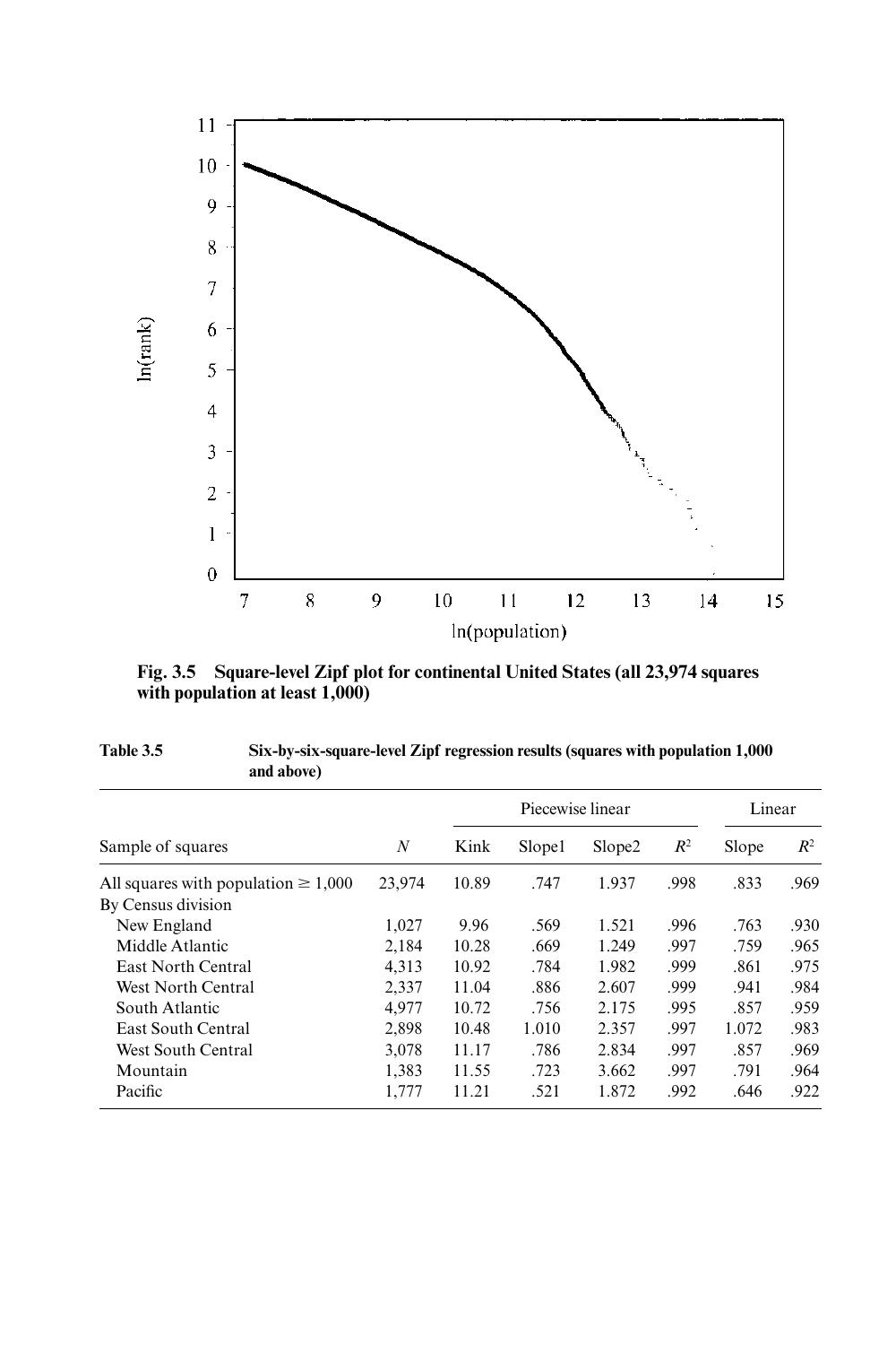**Fig. 3.5 Square-level Zipf plot for continental United States (all 23,974 squares with population at least 1,000)**

**Table 3.5 Six-by-six-square-level Zipf regression results (squares with population 1,000 and above)**

| Sample of squares | $N$ | Piecewise linear | | | | Linear | |
|---|---|---|---|---|---|---|---|
| | | Kink | Slope1 | Slope2 | $R^2$ | Slope | $R^2$ |
| All squares with population ≥ 1,000 | 23,974 | 10.89 | .747 | 1.937 | .998 | .833 | .969 |
| By Census division | | | | | | | |
| New England | 1,027 | 9.96 | .569 | 1.521 | .996 | .763 | .930 |
| Middle Atlantic | 2,184 | 10.28 | .669 | 1.249 | .997 | .759 | .965 |
| East North Central | 4,313 | 10.92 | .784 | 1.982 | .999 | .861 | .975 |
| West North Central | 2,337 | 11.04 | .886 | 2.607 | .999 | .941 | .984 |
| South Atlantic | 4,977 | 10.72 | .756 | 2.175 | .995 | .857 | .959 |
| East South Central | 2,898 | 10.48 | 1.010 | 2.357 | .997 | 1.072 | .983 |
| West South Central | 3,078 | 11.17 | .786 | 2.834 | .997 | .857 | .969 |
| Mountain | 1,383 | 11.55 | .723 | 3.662 | .997 | .791 | .964 |
| Pacific | 1,777 | 11.21 | .521 | 1.872 | .992 | .646 | .922 |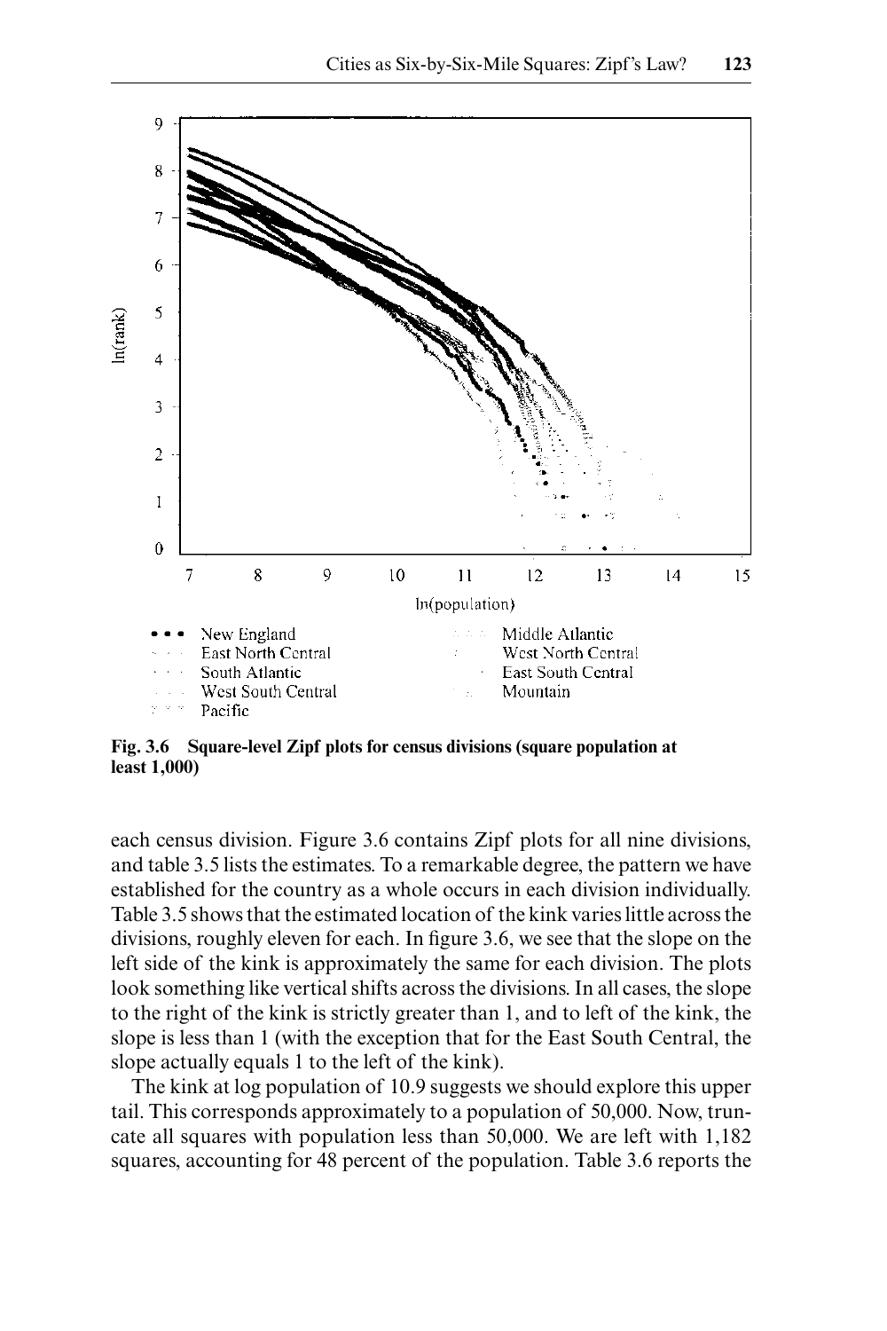Fig. 3.6 Square-level Zipf plots for census divisions (square population at least 1,000)

each census division. Figure 3.6 contains Zipf plots for all nine divisions, and table 3.5 lists the estimates. To a remarkable degree, the pattern we have established for the country as a whole occurs in each division individually. Table 3.5 shows that the estimated location of the kink varies little across the divisions, roughly eleven for each. In figure 3.6, we see that the slope on the left side of the kink is approximately the same for each division. The plots look something like vertical shifts across the divisions. In all cases, the slope to the right of the kink is strictly greater than 1, and to left of the kink, the slope is less than 1 (with the exception that for the East South Central, the slope actually equals 1 to the left of the kink).

The kink at log population of 10.9 suggests we should explore this upper tail. This corresponds approximately to a population of 50,000. Now, truncate all squares with population less than 50,000. We are left with 1,182 squares, accounting for 48 percent of the population. Table 3.6 reports the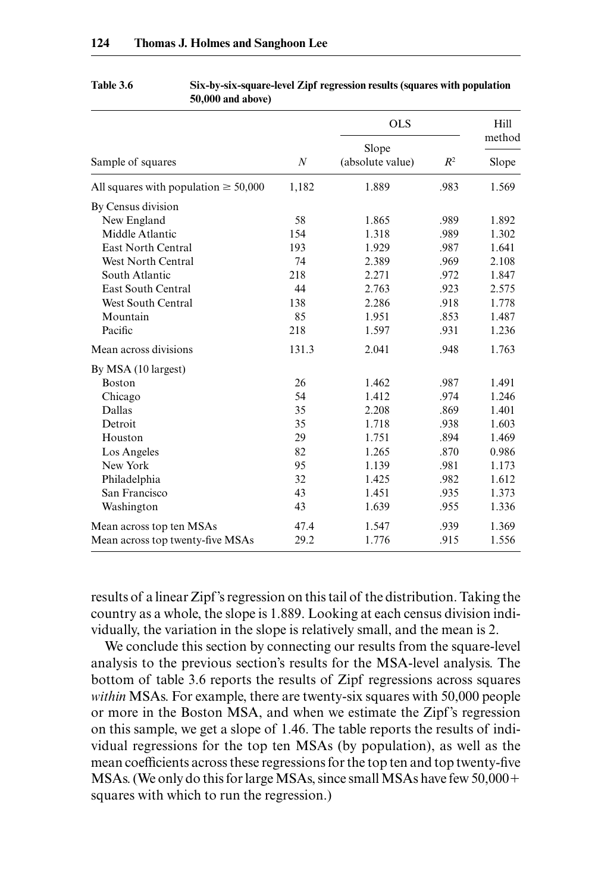**Table 3.6 Six-by-six-square-level Zipf regression results (squares with population 50,000 and above)**

| Sample of squares | $N$ | OLS | | Hill method |
|---|---|---|---|---|
| | | Slope (absolute value) | $R^2$ | Slope |
| All squares with population ≥ 50,000 | 1,182 | 1.889 | .983 | 1.569 |
| By Census division | | | | |
| New England | 58 | 1.865 | .989 | 1.892 |
| Middle Atlantic | 154 | 1.318 | .989 | 1.302 |
| East North Central | 193 | 1.929 | .987 | 1.641 |
| West North Central | 74 | 2.389 | .969 | 2.108 |
| South Atlantic | 218 | 2.271 | .972 | 1.847 |
| East South Central | 44 | 2.763 | .923 | 2.575 |
| West South Central | 138 | 2.286 | .918 | 1.778 |
| Mountain | 85 | 1.951 | .853 | 1.487 |
| Pacific | 218 | 1.597 | .931 | 1.236 |
| Mean across divisions | 131.3 | 2.041 | .948 | 1.763 |
| By MSA (10 largest) | | | | |
| Boston | 26 | 1.462 | .987 | 1.491 |
| Chicago | 54 | 1.412 | .974 | 1.246 |
| Dallas | 35 | 2.208 | .869 | 1.401 |
| Detroit | 35 | 1.718 | .938 | 1.603 |
| Houston | 29 | 1.751 | .894 | 1.469 |
| Los Angeles | 82 | 1.265 | .870 | 0.986 |
| New York | 95 | 1.139 | .981 | 1.173 |
| Philadelphia | 32 | 1.425 | .982 | 1.612 |
| San Francisco | 43 | 1.451 | .935 | 1.373 |
| Washington | 43 | 1.639 | .955 | 1.336 |
| Mean across top ten MSAs | 47.4 | 1.547 | .939 | 1.369 |
| Mean across top twenty-five MSAs | 29.2 | 1.776 | .915 | 1.556 |

results of a linear Zipf's regression on this tail of the distribution. Taking the country as a whole, the slope is 1.889. Looking at each census division individually, the variation in the slope is relatively small, and the mean is 2.

We conclude this section by connecting our results from the square-level analysis to the previous section's results for the MSA-level analysis. The bottom of table 3.6 reports the results of Zipf regressions across squares *within* MSAs. For example, there are twenty-six squares with 50,000 people or more in the Boston MSA, and when we estimate the Zipf's regression on this sample, we get a slope of 1.46. The table reports the results of individual regressions for the top ten MSAs (by population), as well as the mean coefficients across these regressions for the top ten and top twenty-five MSAs. (We only do this for large MSAs, since small MSAs have few 50,000+ squares with which to run the regression.)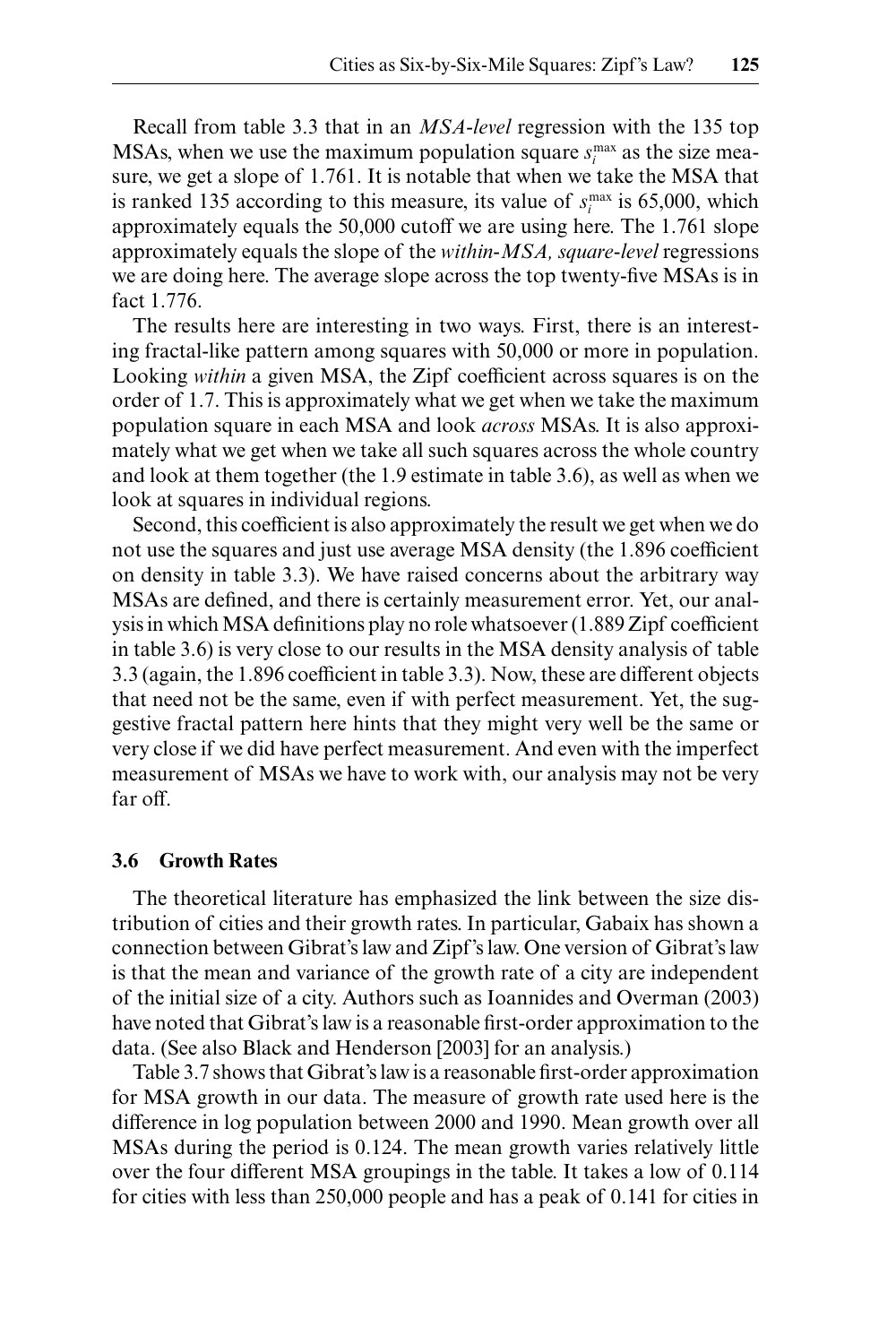Recall from table 3.3 that in an *MSA-level* regression with the 135 top MSAs, when we use the maximum population square $s_i^{\max}$ as the size measure, we get a slope of 1.761. It is notable that when we take the MSA that is ranked 135 according to this measure, its value of $s_i^{\max}$ is 65,000, which approximately equals the 50,000 cutoff we are using here. The 1.761 slope approximately equals the slope of the *within-MSA, square-level* regressions we are doing here. The average slope across the top twenty-five MSAs is in fact 1.776.

The results here are interesting in two ways. First, there is an interesting fractal-like pattern among squares with 50,000 or more in population. Looking *within* a given MSA, the Zipf coefficient across squares is on the order of 1.7. This is approximately what we get when we take the maximum population square in each MSA and look *across* MSAs. It is also approximately what we get when we take all such squares across the whole country and look at them together (the 1.9 estimate in table 3.6), as well as when we look at squares in individual regions.

Second, this coefficient is also approximately the result we get when we do not use the squares and just use average MSA density (the 1.896 coefficient on density in table 3.3). We have raised concerns about the arbitrary way MSAs are defined, and there is certainly measurement error. Yet, our analysis in which MSA definitions play no role whatsoever (1.889 Zipf coefficient in table 3.6) is very close to our results in the MSA density analysis of table 3.3 (again, the 1.896 coefficient in table 3.3). Now, these are different objects that need not be the same, even if with perfect measurement. Yet, the suggestive fractal pattern here hints that they might very well be the same or very close if we did have perfect measurement. And even with the imperfect measurement of MSAs we have to work with, our analysis may not be very far off.

### 3.6 Growth Rates

The theoretical literature has emphasized the link between the size distribution of cities and their growth rates. In particular, Gabaix has shown a connection between Gibrat's law and Zipf's law. One version of Gibrat's law is that the mean and variance of the growth rate of a city are independent of the initial size of a city. Authors such as Ioannides and Overman (2003) have noted that Gibrat's law is a reasonable first-order approximation to the data. (See also Black and Henderson [2003] for an analysis.)

Table 3.7 shows that Gibrat's law is a reasonable first-order approximation for MSA growth in our data. The measure of growth rate used here is the difference in log population between 2000 and 1990. Mean growth over all MSAs during the period is 0.124. The mean growth varies relatively little over the four different MSA groupings in the table. It takes a low of 0.114 for cities with less than 250,000 people and has a peak of 0.141 for cities in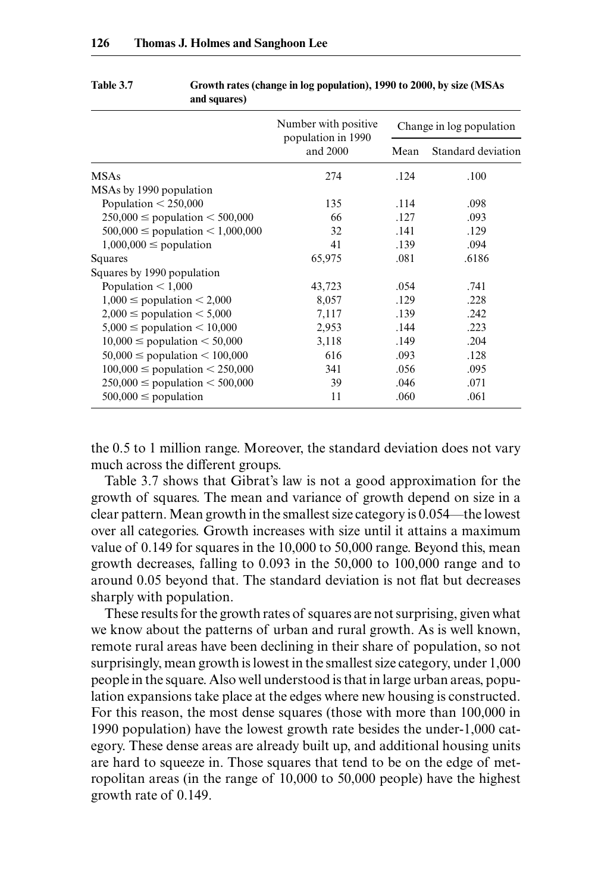**Table 3.7** Growth rates (change in log population), 1990 to 2000, by size (MSAs and squares)

| | Number with positive population in 1990 and 2000 | Change in log population | |
|---|---|---|---|
| | | Mean | Standard deviation |
| MSAs | 274 | .124 | .100 |
| MSAs by 1990 population | | | |
| Population < 250,000 | 135 | .114 | .098 |
| 250,000 ≤ population < 500,000 | 66 | .127 | .093 |
| 500,000 ≤ population < 1,000,000 | 32 | .141 | .129 |
| 1,000,000 ≤ population | 41 | .139 | .094 |
| Squares | 65,975 | .081 | .6186 |
| Squares by 1990 population | | | |
| Population < 1,000 | 43,723 | .054 | .741 |
| 1,000 ≤ population < 2,000 | 8,057 | .129 | .228 |
| 2,000 ≤ population < 5,000 | 7,117 | .139 | .242 |
| 5,000 ≤ population < 10,000 | 2,953 | .144 | .223 |
| 10,000 ≤ population < 50,000 | 3,118 | .149 | .204 |
| 50,000 ≤ population < 100,000 | 616 | .093 | .128 |
| 100,000 ≤ population < 250,000 | 341 | .056 | .095 |
| 250,000 ≤ population < 500,000 | 39 | .046 | .071 |
| 500,000 ≤ population | 11 | .060 | .061 |

the 0.5 to 1 million range. Moreover, the standard deviation does not vary much across the different groups.

Table 3.7 shows that Gibrat's law is not a good approximation for the growth of squares. The mean and variance of growth depend on size in a clear pattern. Mean growth in the smallest size category is 0.054—the lowest over all categories. Growth increases with size until it attains a maximum value of 0.149 for squares in the 10,000 to 50,000 range. Beyond this, mean growth decreases, falling to 0.093 in the 50,000 to 100,000 range and to around 0.05 beyond that. The standard deviation is not flat but decreases sharply with population.

These results for the growth rates of squares are not surprising, given what we know about the patterns of urban and rural growth. As is well known, remote rural areas have been declining in their share of population, so not surprisingly, mean growth is lowest in the smallest size category, under 1,000 people in the square. Also well understood is that in large urban areas, population expansions take place at the edges where new housing is constructed. For this reason, the most dense squares (those with more than 100,000 in 1990 population) have the lowest growth rate besides the under-1,000 category. These dense areas are already built up, and additional housing units are hard to squeeze in. Those squares that tend to be on the edge of metropolitan areas (in the range of 10,000 to 50,000 people) have the highest growth rate of 0.149.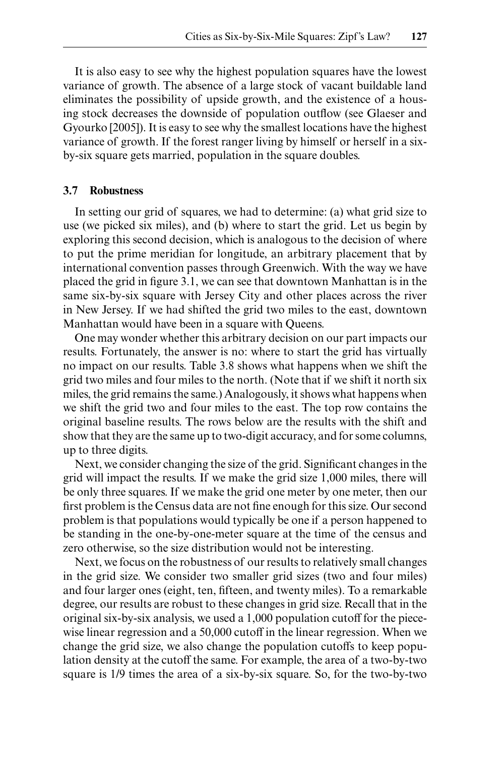It is also easy to see why the highest population squares have the lowest variance of growth. The absence of a large stock of vacant buildable land eliminates the possibility of upside growth, and the existence of a housing stock decreases the downside of population outflow (see Glaeser and Gyourko [2005]). It is easy to see why the smallest locations have the highest variance of growth. If the forest ranger living by himself or herself in a six-by-six square gets married, population in the square doubles.

### 3.7 Robustness

In setting our grid of squares, we had to determine: (a) what grid size to use (we picked six miles), and (b) where to start the grid. Let us begin by exploring this second decision, which is analogous to the decision of where to put the prime meridian for longitude, an arbitrary placement that by international convention passes through Greenwich. With the way we have placed the grid in figure 3.1, we can see that downtown Manhattan is in the same six-by-six square with Jersey City and other places across the river in New Jersey. If we had shifted the grid two miles to the east, downtown Manhattan would have been in a square with Queens.

One may wonder whether this arbitrary decision on our part impacts our results. Fortunately, the answer is no: where to start the grid has virtually no impact on our results. Table 3.8 shows what happens when we shift the grid two miles and four miles to the north. (Note that if we shift it north six miles, the grid remains the same.) Analogously, it shows what happens when we shift the grid two and four miles to the east. The top row contains the original baseline results. The rows below are the results with the shift and show that they are the same up to two-digit accuracy, and for some columns, up to three digits.

Next, we consider changing the size of the grid. Significant changes in the grid will impact the results. If we make the grid size 1,000 miles, there will be only three squares. If we make the grid one meter by one meter, then our first problem is the Census data are not fine enough for this size. Our second problem is that populations would typically be one if a person happened to be standing in the one-by-one-meter square at the time of the census and zero otherwise, so the size distribution would not be interesting.

Next, we focus on the robustness of our results to relatively small changes in the grid size. We consider two smaller grid sizes (two and four miles) and four larger ones (eight, ten, fifteen, and twenty miles). To a remarkable degree, our results are robust to these changes in grid size. Recall that in the original six-by-six analysis, we used a 1,000 population cutoff for the piecewise linear regression and a 50,000 cutoff in the linear regression. When we change the grid size, we also change the population cutoffs to keep population density at the cutoff the same. For example, the area of a two-by-two square is 1/9 times the area of a six-by-six square. So, for the two-by-two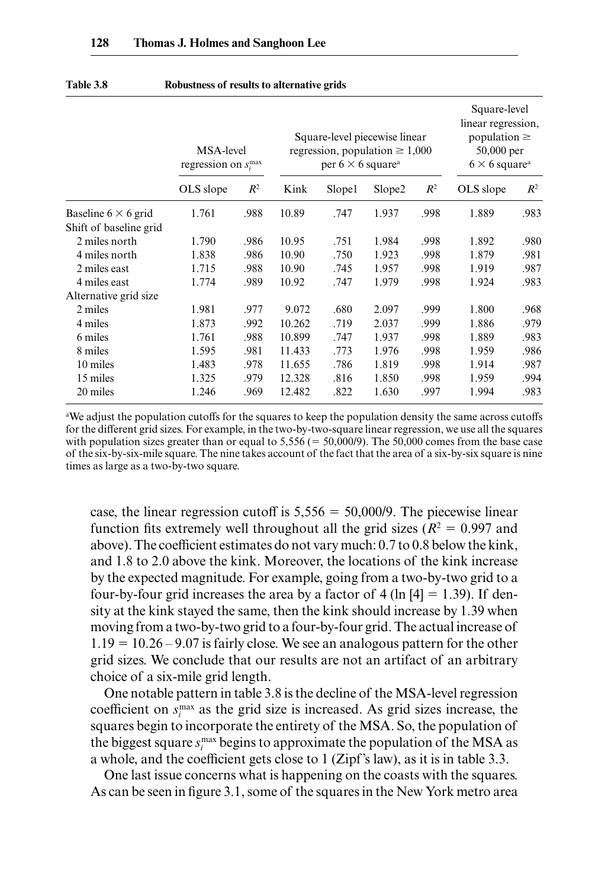**Table 3.8 Robustness of results to alternative grids**

| | MSA-level regression on $s_i^{max}$ | | Square-level piecewise linear regression, population ≥ 1,000 per 6 × 6 square[a] | | | | Square-level linear regression, population ≥ 50,000 per 6 × 6 square[a] | |
|---|---|---|---|---|---|---|---|---|
| | OLS slope | $R^2$ | Kink | Slope1 | Slope2 | $R^2$ | OLS slope | $R^2$ |
| Baseline 6 × 6 grid | 1.761 | .988 | 10.89 | .747 | 1.937 | .998 | 1.889 | .983 |
| Shift of baseline grid | | | | | | | | |
| 2 miles north | 1.790 | .986 | 10.95 | .751 | 1.984 | .998 | 1.892 | .980 |
| 4 miles north | 1.838 | .986 | 10.90 | .750 | 1.923 | .998 | 1.879 | .981 |
| 2 miles east | 1.715 | .988 | 10.90 | .745 | 1.957 | .998 | 1.919 | .987 |
| 4 miles east | 1.774 | .989 | 10.92 | .747 | 1.979 | .998 | 1.924 | .983 |
| Alternative grid size | | | | | | | | |
| 2 miles | 1.981 | .977 | 9.072 | .680 | 2.097 | .999 | 1.800 | .968 |
| 4 miles | 1.873 | .992 | 10.262 | .719 | 2.037 | .999 | 1.886 | .979 |
| 6 miles | 1.761 | .988 | 10.899 | .747 | 1.937 | .998 | 1.889 | .983 |
| 8 miles | 1.595 | .981 | 11.433 | .773 | 1.976 | .998 | 1.959 | .986 |
| 10 miles | 1.483 | .978 | 11.655 | .786 | 1.819 | .998 | 1.914 | .987 |
| 15 miles | 1.325 | .979 | 12.328 | .816 | 1.850 | .998 | 1.959 | .994 |
| 20 miles | 1.246 | .969 | 12.482 | .822 | 1.630 | .997 | 1.994 | .983 |

[a]We adjust the population cutoffs for the squares to keep the population density the same across cutoffs for the different grid sizes. For example, in the two-by-two-square linear regression, we use all the squares with population sizes greater than or equal to 5,556 (= 50,000/9). The 50,000 comes from the base case of the six-by-six-mile square. The nine takes account of the fact that the area of a six-by-six square is nine times as large as a two-by-two square.

case, the linear regression cutoff is 5,556 = 50,000/9. The piecewise linear function fits extremely well throughout all the grid sizes ($R^2$ = 0.997 and above). The coefficient estimates do not vary much: 0.7 to 0.8 below the kink, and 1.8 to 2.0 above the kink. Moreover, the locations of the kink increase by the expected magnitude. For example, going from a two-by-two grid to a four-by-four grid increases the area by a factor of 4 (ln [4] = 1.39). If density at the kink stayed the same, then the kink should increase by 1.39 when moving from a two-by-two grid to a four-by-four grid. The actual increase of 1.19 = 10.26 – 9.07 is fairly close. We see an analogous pattern for the other grid sizes. We conclude that our results are not an artifact of an arbitrary choice of a six-mile grid length.

One notable pattern in table 3.8 is the decline of the MSA-level regression coefficient on $s_i^{max}$ as the grid size is increased. As grid sizes increase, the squares begin to incorporate the entirety of the MSA. So, the population of the biggest square $s_i^{max}$ begins to approximate the population of the MSA as a whole, and the coefficient gets close to 1 (Zipf's law), as it is in table 3.3.

One last issue concerns what is happening on the coasts with the squares. As can be seen in figure 3.1, some of the squares in the New York metro area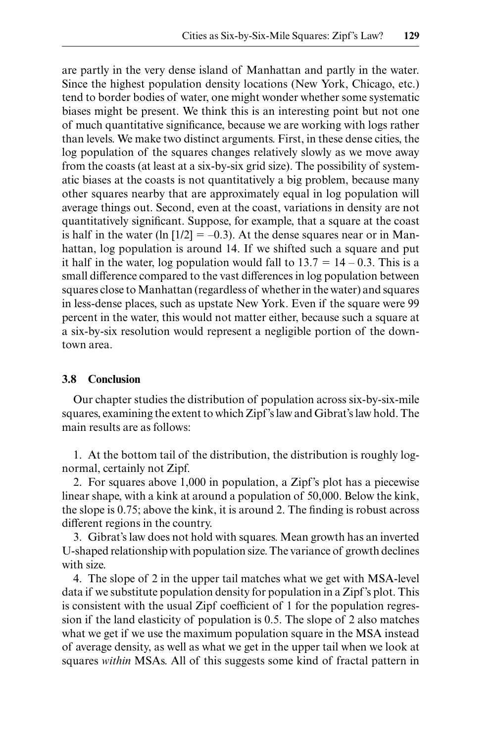are partly in the very dense island of Manhattan and partly in the water. Since the highest population density locations (New York, Chicago, etc.) tend to border bodies of water, one might wonder whether some systematic biases might be present. We think this is an interesting point but not one of much quantitative significance, because we are working with logs rather than levels. We make two distinct arguments. First, in these dense cities, the log population of the squares changes relatively slowly as we move away from the coasts (at least at a six-by-six grid size). The possibility of systematic biases at the coasts is not quantitatively a big problem, because many other squares nearby that are approximately equal in log population will average things out. Second, even at the coast, variations in density are not quantitatively significant. Suppose, for example, that a square at the coast is half in the water ($\ln [1/2] = -0.3$). At the dense squares near or in Manhattan, log population is around 14. If we shifted such a square and put it half in the water, log population would fall to $13.7 = 14 - 0.3$. This is a small difference compared to the vast differences in log population between squares close to Manhattan (regardless of whether in the water) and squares in less-dense places, such as upstate New York. Even if the square were 99 percent in the water, this would not matter either, because such a square at a six-by-six resolution would represent a negligible portion of the downtown area.

## 3.8 Conclusion

Our chapter studies the distribution of population across six-by-six-mile squares, examining the extent to which Zipf's law and Gibrat's law hold. The main results are as follows:

1. At the bottom tail of the distribution, the distribution is roughly lognormal, certainly not Zipf.

2. For squares above 1,000 in population, a Zipf's plot has a piecewise linear shape, with a kink at around a population of 50,000. Below the kink, the slope is 0.75; above the kink, it is around 2. The finding is robust across different regions in the country.

3. Gibrat's law does not hold with squares. Mean growth has an inverted U-shaped relationship with population size. The variance of growth declines with size.

4. The slope of 2 in the upper tail matches what we get with MSA-level data if we substitute population density for population in a Zipf's plot. This is consistent with the usual Zipf coefficient of 1 for the population regression if the land elasticity of population is 0.5. The slope of 2 also matches what we get if we use the maximum population square in the MSA instead of average density, as well as what we get in the upper tail when we look at squares *within* MSAs. All of this suggests some kind of fractal pattern in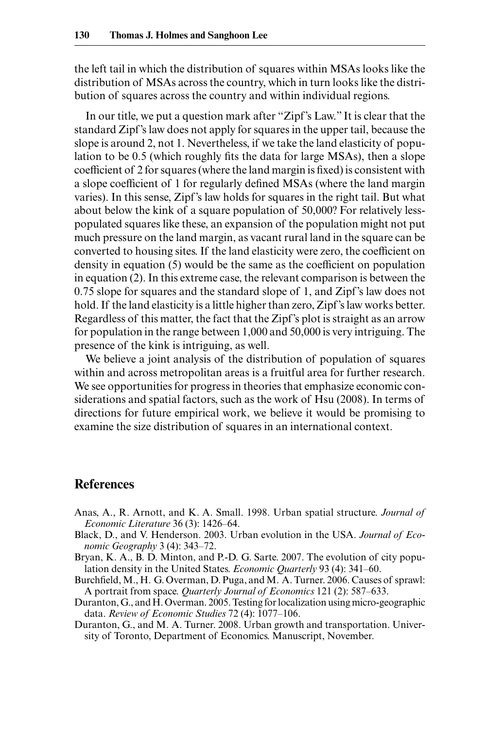the left tail in which the distribution of squares within MSAs looks like the distribution of MSAs across the country, which in turn looks like the distribution of squares across the country and within individual regions.

In our title, we put a question mark after "Zipf's Law." It is clear that the standard Zipf's law does not apply for squares in the upper tail, because the slope is around 2, not 1. Nevertheless, if we take the land elasticity of population to be 0.5 (which roughly fits the data for large MSAs), then a slope coefficient of 2 for squares (where the land margin is fixed) is consistent with a slope coefficient of 1 for regularly defined MSAs (where the land margin varies). In this sense, Zipf's law holds for squares in the right tail. But what about below the kink of a square population of 50,000? For relatively less-populated squares like these, an expansion of the population might not put much pressure on the land margin, as vacant rural land in the square can be converted to housing sites. If the land elasticity were zero, the coefficient on density in equation (5) would be the same as the coefficient on population in equation (2). In this extreme case, the relevant comparison is between the 0.75 slope for squares and the standard slope of 1, and Zipf's law does not hold. If the land elasticity is a little higher than zero, Zipf's law works better. Regardless of this matter, the fact that the Zipf's plot is straight as an arrow for population in the range between 1,000 and 50,000 is very intriguing. The presence of the kink is intriguing, as well.

We believe a joint analysis of the distribution of population of squares within and across metropolitan areas is a fruitful area for further research. We see opportunities for progress in theories that emphasize economic considerations and spatial factors, such as the work of Hsu (2008). In terms of directions for future empirical work, we believe it would be promising to examine the size distribution of squares in an international context.

## References

Anas, A., R. Arnott, and K. A. Small. 1998. Urban spatial structure. *Journal of Economic Literature* 36 (3): 1426–64.

Black, D., and V. Henderson. 2003. Urban evolution in the USA. *Journal of Economic Geography* 3 (4): 343–72.

Bryan, K. A., B. D. Minton, and P.-D. G. Sarte. 2007. The evolution of city population density in the United States. *Economic Quarterly* 93 (4): 341–60.

Burchfield, M., H. G. Overman, D. Puga, and M. A. Turner. 2006. Causes of sprawl: A portrait from space. *Quarterly Journal of Economics* 121 (2): 587–633.

Duranton, G., and H. Overman. 2005. Testing for localization using micro-geographic data. *Review of Economic Studies* 72 (4): 1077–106.

Duranton, G., and M. A. Turner. 2008. Urban growth and transportation. University of Toronto, Department of Economics. Manuscript, November.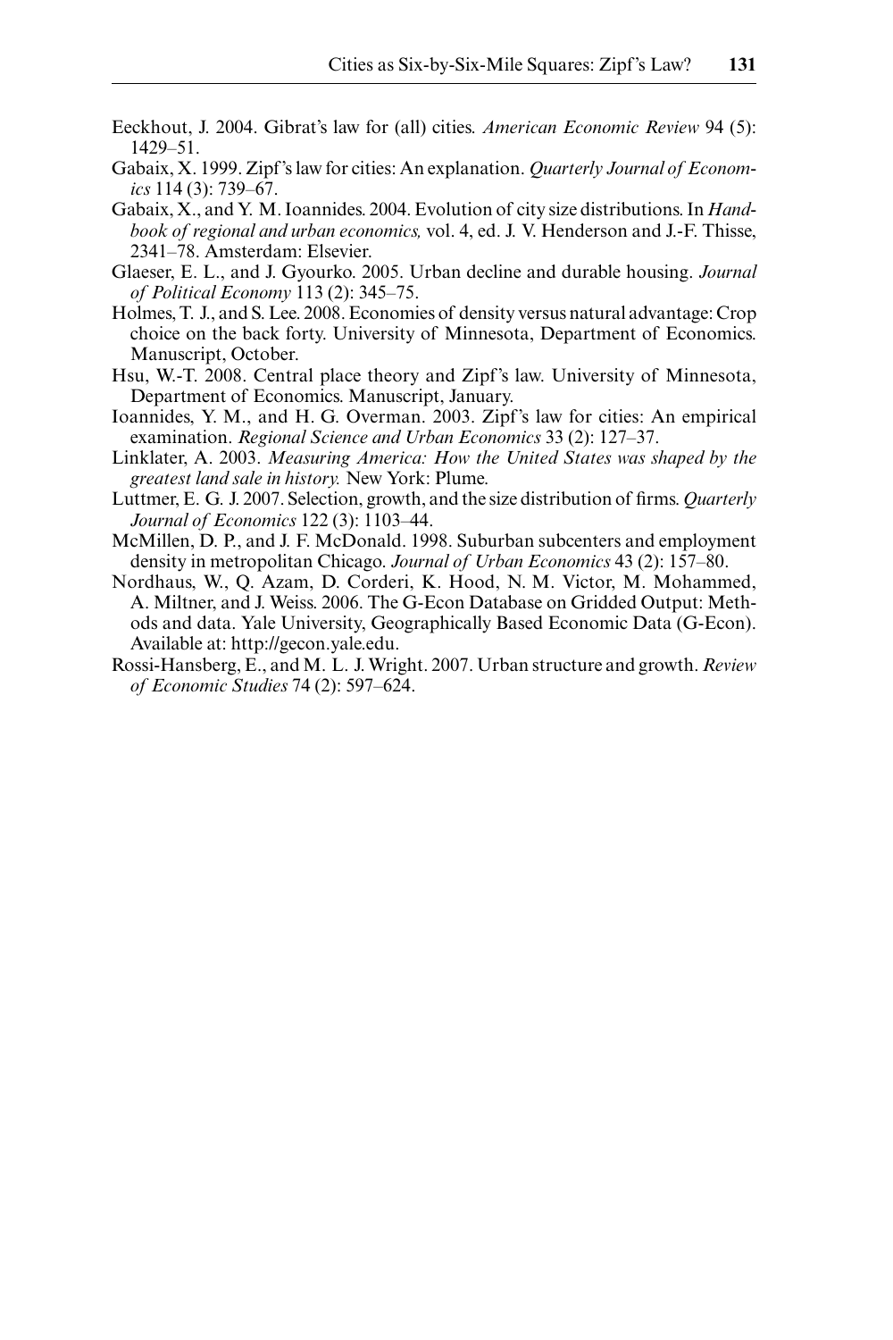Eeckhout, J. 2004. Gibrat's law for (all) cities. *American Economic Review* 94 (5): 1429–51.

Gabaix, X. 1999. Zipf's law for cities: An explanation. *Quarterly Journal of Economics* 114 (3): 739–67.

Gabaix, X., and Y. M. Ioannides. 2004. Evolution of city size distributions. In *Handbook of regional and urban economics,* vol. 4, ed. J. V. Henderson and J.-F. Thisse, 2341–78. Amsterdam: Elsevier.

Glaeser, E. L., and J. Gyourko. 2005. Urban decline and durable housing. *Journal of Political Economy* 113 (2): 345–75.

Holmes, T. J., and S. Lee. 2008. Economies of density versus natural advantage: Crop choice on the back forty. University of Minnesota, Department of Economics. Manuscript, October.

Hsu, W.-T. 2008. Central place theory and Zipf's law. University of Minnesota, Department of Economics. Manuscript, January.

Ioannides, Y. M., and H. G. Overman. 2003. Zipf's law for cities: An empirical examination. *Regional Science and Urban Economics* 33 (2): 127–37.

Linklater, A. 2003. *Measuring America: How the United States was shaped by the greatest land sale in history.* New York: Plume.

Luttmer, E. G. J. 2007. Selection, growth, and the size distribution of firms. *Quarterly Journal of Economics* 122 (3): 1103–44.

McMillen, D. P., and J. F. McDonald. 1998. Suburban subcenters and employment density in metropolitan Chicago. *Journal of Urban Economics* 43 (2): 157–80.

Nordhaus, W., Q. Azam, D. Corderi, K. Hood, N. M. Victor, M. Mohammed, A. Miltner, and J. Weiss. 2006. The G-Econ Database on Gridded Output: Methods and data. Yale University, Geographically Based Economic Data (G-Econ). Available at: http://gecon.yale.edu.

Rossi-Hansberg, E., and M. L. J. Wright. 2007. Urban structure and growth. *Review of Economic Studies* 74 (2): 597–624.